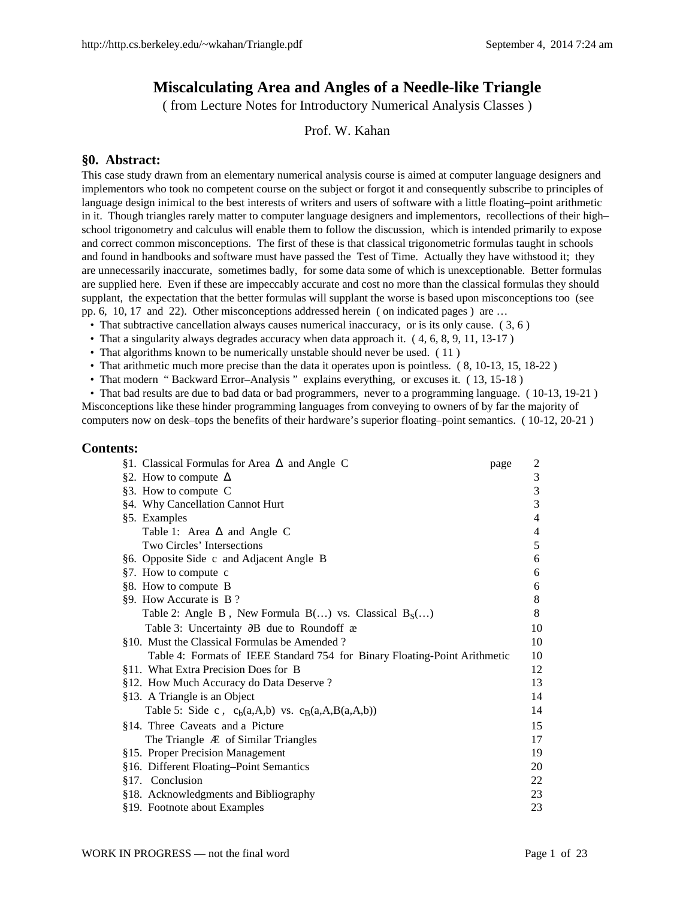# Miscalculating Area and Angles of a Needle-like Triangle

( from Lecture Notes for Introductory Numerical Analysis Classes )

Prof. W. Kahan

## §0. Abstract:

This case study drawn from an elementary numerical analysis course is aimed at computer language designers and implementors who took no competent course on the subject or forgot it and consequently subscribe to principles of language design inimical to the best interests of writers and users of software with a little floating–point arithmetic in it. Though triangles rarely matter to computer language designers and implementors, recollections of their high–school trigonometry and calculus will enable them to follow the discussion, which is intended primarily to expose and correct common misconceptions. The first of these is that classical trigonometric formulas taught in schools and found in handbooks and software must have passed the Test of Time. Actually they have withstood it; they are unnecessarily inaccurate, sometimes badly, for some data some of which is unexceptionable. Better formulas are supplied here. Even if these are impeccably accurate and cost no more than the classical formulas they should supplant, the expectation that the better formulas will supplant the worse is based upon misconceptions too (see pp. 6, 10, 17 and 22). Other misconceptions addressed herein ( on indicated pages ) are …

- That subtractive cancellation always causes numerical inaccuracy, or is its only cause. ( 3, 6 )
- That a singularity always degrades accuracy when data approach it. ( 4, 6, 8, 9, 11, 13-17 )
- That algorithms known to be numerically unstable should never be used. ( 11 )
- That arithmetic much more precise than the data it operates upon is pointless. ( 8, 10-13, 15, 18-22 )
- That modern " Backward Error–Analysis " explains everything, or excuses it. ( 13, 15-18 )
- That bad results are due to bad data or bad programmers, never to a programming language. ( 10-13, 19-21 )

Misconceptions like these hinder programming languages from conveying to owners of by far the majority of computers now on desk–tops the benefits of their hardware's superior floating–point semantics. ( 10-12, 20-21 )

## Contents:

| | page |
|---|---|
| §1. Classical Formulas for Area $\Delta$ and Angle $C$ | 2 |
| §2. How to compute $\Delta$ | 3 |
| §3. How to compute $C$ | 3 |
| §4. Why Cancellation Cannot Hurt | 3 |
| §5. Examples | 4 |
| Table 1: Area $\Delta$ and Angle $C$ | 4 |
| Two Circles' Intersections | 5 |
| §6. Opposite Side $c$ and Adjacent Angle $B$ | 6 |
| §7. How to compute $c$ | 6 |
| §8. How to compute $B$ | 6 |
| §9. How Accurate is $B$ ? | 8 |
| Table 2: Angle $B$ , New Formula $B(\ldots)$ vs. Classical $B_S(\ldots)$ | 8 |
| Table 3: Uncertainty $\partial B$ due to Roundoff æ | 10 |
| §10. Must the Classical Formulas be Amended ? | 10 |
| Table 4: Formats of IEEE Standard 754 for Binary Floating-Point Arithmetic | 10 |
| §11. What Extra Precision Does for $B$ | 12 |
| §12. How Much Accuracy do Data Deserve ? | 13 |
| §13. A Triangle is an Object | 14 |
| Table 5: Side $c$ , $c_b(a,A,b)$ vs. $c_B(a,A,B(a,A,b))$ | 14 |
| §14. Three Caveats and a Picture | 15 |
| The Triangle Æ of Similar Triangles | 17 |
| §15. Proper Precision Management | 19 |
| §16. Different Floating–Point Semantics | 20 |
| §17. Conclusion | 22 |
| §18. Acknowledgments and Bibliography | 23 |
| §19. Footnote about Examples | 23 |

WORK IN PROGRESS — not the final word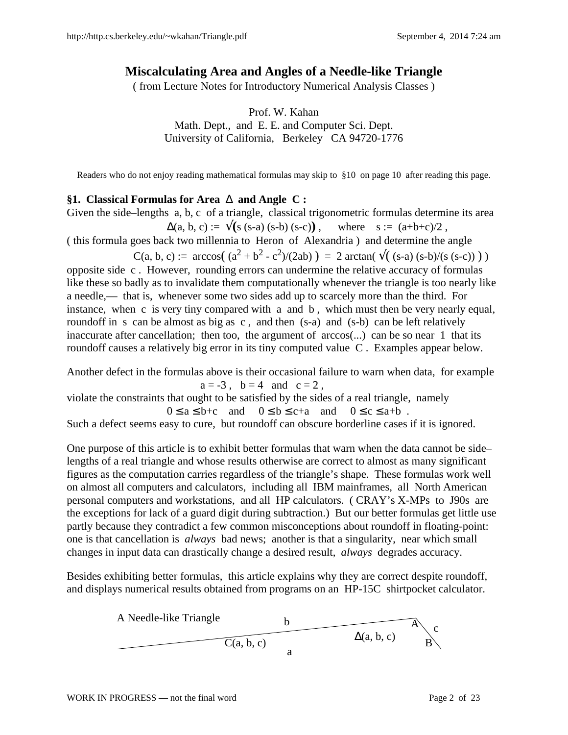# Miscalculating Area and Angles of a Needle-like Triangle

( from Lecture Notes for Introductory Numerical Analysis Classes )

Prof. W. Kahan
Math. Dept., and E. E. and Computer Sci. Dept.
University of California, Berkeley CA 94720-1776

Readers who do not enjoy reading mathematical formulas may skip to §10 on page 10 after reading this page.

### §1. Classical Formulas for Area $\Delta$ and Angle $C$ :

Given the side–lengths $a, b, c$ of a triangle, classical trigonometric formulas determine its area

$$\Delta(a, b, c) := \sqrt{(s (s-a) (s-b) (s-c))} \ , \quad \text{where} \quad s := (a+b+c)/2 \ ,$$

( this formula goes back two millennia to Heron of Alexandria ) and determine the angle

$$C(a, b, c) := \arccos\big( (a^2 + b^2 - c^2)/(2ab) \big) = 2 \arctan\big( \sqrt{( (s-a) (s-b)/(s (s-c)) )} \big)$$

opposite side $c$ . However, rounding errors can undermine the relative accuracy of formulas like these so badly as to invalidate them computationally whenever the triangle is too nearly like a needle,— that is, whenever some two sides add up to scarcely more than the third. For instance, when $c$ is very tiny compared with $a$ and $b$ , which must then be very nearly equal, roundoff in $s$ can be almost as big as $c$ , and then $(s-a)$ and $(s-b)$ can be left relatively inaccurate after cancellation; then too, the argument of arccos(...) can be so near 1 that its roundoff causes a relatively big error in its tiny computed value $C$ . Examples appear below.

Another defect in the formulas above is their occasional failure to warn when data, for example

$$a = -3 \ , \quad b = 4 \quad \text{and} \quad c = 2 \ ,$$

violate the constraints that ought to be satisfied by the sides of a real triangle, namely

$$0 \le a \le b+c \quad \text{and} \quad 0 \le b \le c+a \quad \text{and} \quad 0 \le c \le a+b \ .$$

Such a defect seems easy to cure, but roundoff can obscure borderline cases if it is ignored.

One purpose of this article is to exhibit better formulas that warn when the data cannot be side–lengths of a real triangle and whose results otherwise are correct to almost as many significant figures as the computation carries regardless of the triangle's shape. These formulas work well on almost all computers and calculators, including all IBM mainframes, all North American personal computers and workstations, and all HP calculators. ( CRAY's X-MPs to J90s are the exceptions for lack of a guard digit during subtraction.) But our better formulas get little use partly because they contradict a few common misconceptions about roundoff in floating-point: one is that cancellation is *always* bad news; another is that a singularity, near which small changes in input data can drastically change a desired result, *always* degrades accuracy.

Besides exhibiting better formulas, this article explains why they are correct despite roundoff, and displays numerical results obtained from programs on an HP-15C shirtpocket calculator.

A Needle-like Triangle

b   A   c
$\Delta(a, b, c)$
C(a, b, c)   B
a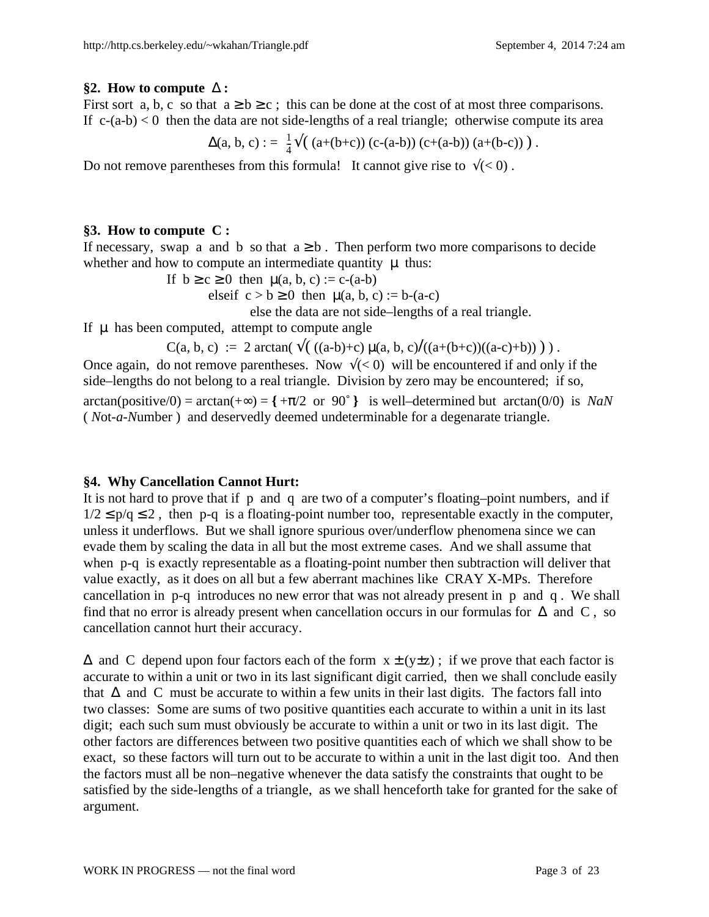### §2. How to compute $\Delta$ :

First sort a, b, c so that $a \ge b \ge c$ ; this can be done at the cost of at most three comparisons. If $c-(a-b) < 0$ then the data are not side-lengths of a real triangle; otherwise compute its area

$$\Delta(a, b, c) := \tfrac{1}{4}\sqrt{\left( (a+(b+c))\,(c-(a-b))\,(c+(a-b))\,(a+(b-c)) \right)} .$$

Do not remove parentheses from this formula! It cannot give rise to $\sqrt{(< 0)}$ .

### §3. How to compute C :

If necessary, swap a and b so that $a \ge b$ . Then perform two more comparisons to decide whether and how to compute an intermediate quantity $\mu$ thus:

If $b \ge c \ge 0$ then $\mu(a, b, c) := c-(a-b)$
elseif $c > b \ge 0$ then $\mu(a, b, c) := b-(a-c)$
else the data are not side–lengths of a real triangle.

If $\mu$ has been computed, attempt to compute angle

$$C(a, b, c) := 2 \arctan\left( \sqrt{\left( ((a-b)+c)\,\mu(a, b, c) / ((a+(b+c))((a-c)+b)) \right)} \right) .$$

Once again, do not remove parentheses. Now $\sqrt{(< 0)}$ will be encountered if and only if the side–lengths do not belong to a real triangle. Division by zero may be encountered; if so, $\arctan(\text{positive}/0) = \arctan(+\infty) = \{+\pi/2 \text{ or } 90^\circ\}$ is well–determined but $\arctan(0/0)$ is *NaN* ( *N*ot-*a*-*N*umber ) and deservedly deemed undeterminable for a degenarate triangle.

### §4. Why Cancellation Cannot Hurt:

It is not hard to prove that if p and q are two of a computer's floating–point numbers, and if $1/2 \le p/q \le 2$ , then $p-q$ is a floating-point number too, representable exactly in the computer, unless it underflows. But we shall ignore spurious over/underflow phenomena since we can evade them by scaling the data in all but the most extreme cases. And we shall assume that when $p-q$ is exactly representable as a floating-point number then subtraction will deliver that value exactly, as it does on all but a few aberrant machines like CRAY X-MPs. Therefore cancellation in $p-q$ introduces no new error that was not already present in p and q . We shall find that no error is already present when cancellation occurs in our formulas for $\Delta$ and C , so cancellation cannot hurt their accuracy.

$\Delta$ and C depend upon four factors each of the form $x \pm (y \pm z)$ ; if we prove that each factor is accurate to within a unit or two in its last significant digit carried, then we shall conclude easily that $\Delta$ and C must be accurate to within a few units in their last digits. The factors fall into two classes: Some are sums of two positive quantities each accurate to within a unit in its last digit; each such sum must obviously be accurate to within a unit or two in its last digit. The other factors are differences between two positive quantities each of which we shall show to be exact, so these factors will turn out to be accurate to within a unit in the last digit too. And then the factors must all be non–negative whenever the data satisfy the constraints that ought to be satisfied by the side-lengths of a triangle, as we shall henceforth take for granted for the sake of argument.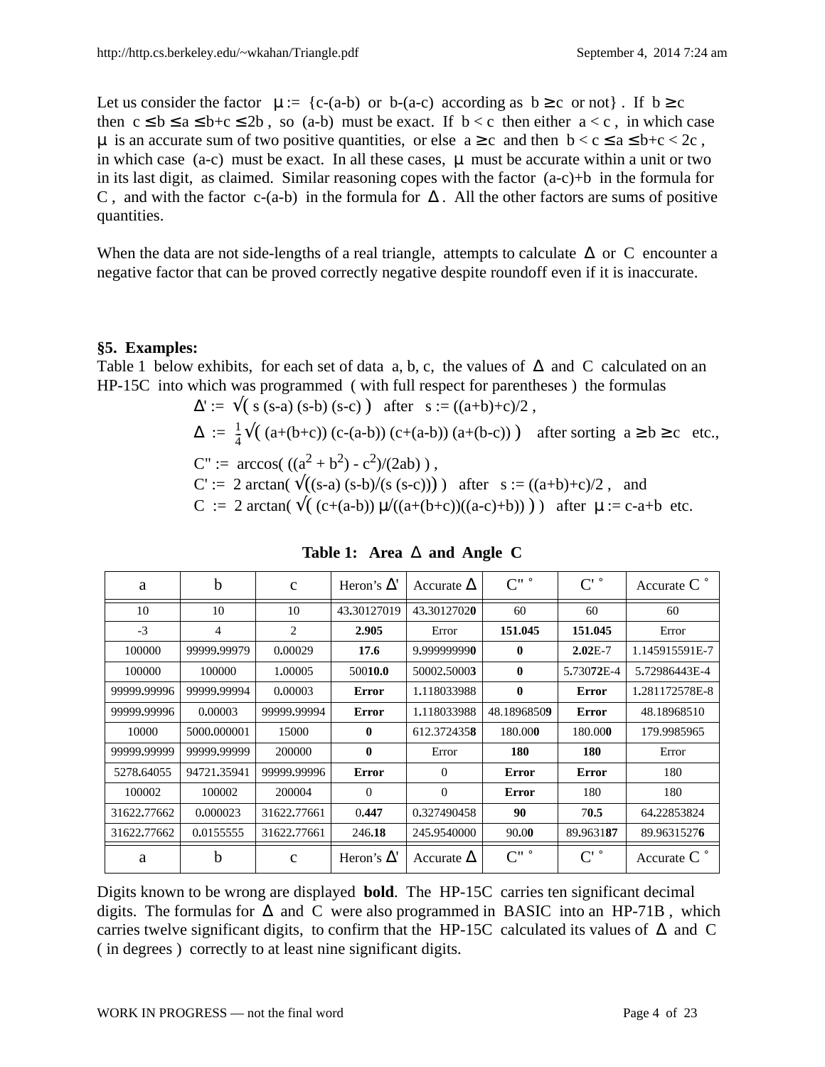Let us consider the factor $\mu := \{c-(a-b)$ or $b-(a-c)$ according as $b \ge c$ or not$\}$. If $b \ge c$ then $c \le b \le a \le b+c \le 2b$, so $(a-b)$ must be exact. If $b < c$ then either $a < c$, in which case $\mu$ is an accurate sum of two positive quantities, or else $a \ge c$ and then $b < c \le a \le b+c < 2c$, in which case $(a-c)$ must be exact. In all these cases, $\mu$ must be accurate within a unit or two in its last digit, as claimed. Similar reasoning copes with the factor $(a-c)+b$ in the formula for $C$, and with the factor $c-(a-b)$ in the formula for $\Delta$. All the other factors are sums of positive quantities.

When the data are not side-lengths of a real triangle, attempts to calculate $\Delta$ or $C$ encounter a negative factor that can be proved correctly negative despite roundoff even if it is inaccurate.

## §5. Examples:

Table 1 below exhibits, for each set of data a, b, c, the values of $\Delta$ and $C$ calculated on an HP-15C into which was programmed ( with full respect for parentheses ) the formulas

$$\Delta' := \sqrt{( s (s-a) (s-b) (s-c) )} \quad \text{after} \quad s := ((a+b)+c)/2 \ ,$$

$$\Delta := \tfrac{1}{4}\sqrt{( (a+(b+c)) (c-(a-b)) (c+(a-b)) (a+(b-c)) )} \quad \text{after sorting } a \ge b \ge c \ \text{ etc.,}$$

$$C'' := \arccos( ((a^2 + b^2) - c^2)/(2ab) ) \ ,$$

$$C' := 2 \arctan( \sqrt{((s-a) (s-b)/(s (s-c)))} ) \quad \text{after} \quad s := ((a+b)+c)/2 \ , \quad \text{and}$$

$$C := 2 \arctan( \sqrt{( (c+(a-b)) \mu/((a+(b+c))((a-c)+b)) )} ) \quad \text{after } \mu := c-a+b \ \text{ etc.}$$

**Table 1: Area $\Delta$ and Angle C**

| a | b | c | Heron's $\Delta'$ | Accurate $\Delta$ | $C''$ ° | $C'$ ° | Accurate $C$ ° |
|---|---|---|---|---|---|---|---|
| 10 | 10 | 10 | 43.30127019 | 43.3012702**0** | 60 | 60 | 60 |
| -3 | 4 | 2 | **2.905** | Error | **151.045** | **151.045** | Error |
| 100000 | 99999.99979 | 0.00029 | **17.6** | 9.99999999**0** | **0** | **2.02**E-7 | 1.145915591E-7 |
| 100000 | 100000 | 1.00005 | 500**10.0** | 50002.5000**3** | **0** | 5.730**72**E-4 | 5.72986443E-4 |
| 99999.99996 | 99999.99994 | 0.00003 | **Error** | 1.118033988 | **0** | **Error** | 1.281172578E-8 |
| 99999.99996 | 0.00003 | 99999.99994 | **Error** | 1.118033988 | 48.1896850**9** | **Error** | 48.18968510 |
| 10000 | 5000.000001 | 15000 | **0** | 612.372435**8** | 180.00**0** | 180.00**0** | 179.9985965 |
| 99999.99999 | 99999.99999 | 200000 | **0** | Error | **180** | **180** | Error |
| 5278.64055 | 94721.35941 | 99999.99996 | **Error** | 0 | **Error** | **Error** | 180 |
| 100002 | 100002 | 200004 | 0 | 0 | **Error** | 180 | 180 |
| 31622.77662 | 0.000023 | 31622.77661 | 0.**447** | 0.327490458 | **90** | 7**0.5** | 64.22853824 |
| 31622.77662 | 0.0155555 | 31622.77661 | 246.**18** | 245.9540000 | 90.0**0** | 89.9631**87** | 89.9631527**6** |
| a | b | c | Heron's $\Delta'$ | Accurate $\Delta$ | $C''$ ° | $C'$ ° | Accurate $C$ ° |

Digits known to be wrong are displayed **bold**. The HP-15C carries ten significant decimal digits. The formulas for $\Delta$ and $C$ were also programmed in BASIC into an HP-71B, which carries twelve significant digits, to confirm that the HP-15C calculated its values of $\Delta$ and $C$ ( in degrees ) correctly to at least nine significant digits.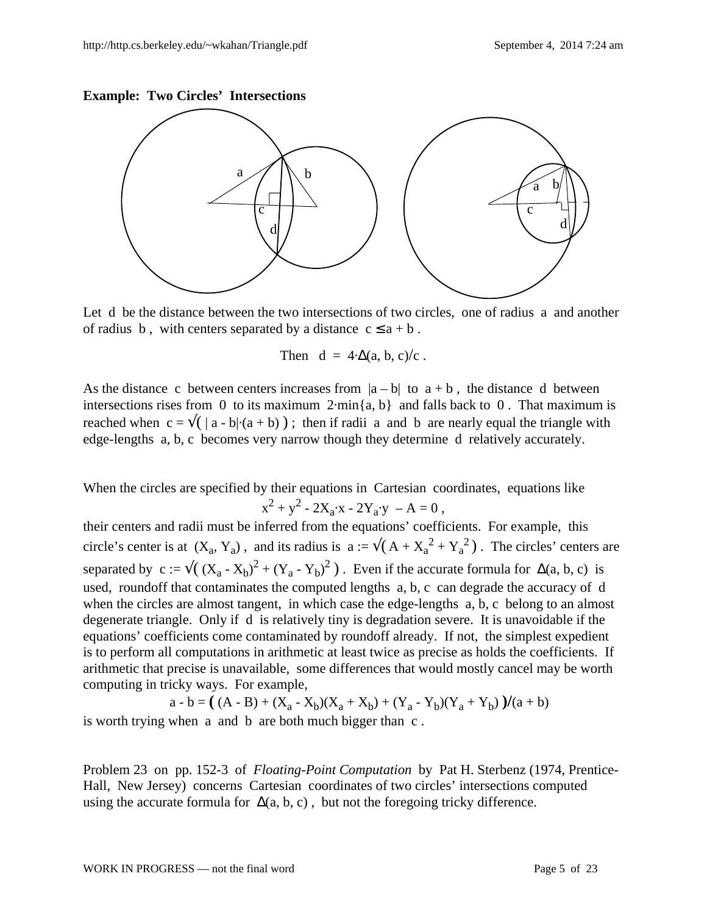**Example: Two Circles' Intersections**

Let d be the distance between the two intersections of two circles, one of radius a and another of radius b, with centers separated by a distance $c \le a + b$.

$$\text{Then} \quad d = 4\cdot\Delta(a, b, c)/c \,.$$

As the distance c between centers increases from $|a - b|$ to $a + b$, the distance d between intersections rises from 0 to its maximum $2\cdot\min\{a, b\}$ and falls back to 0. That maximum is reached when $c = \sqrt{(\,|a - b|\cdot(a + b)\,)}$; then if radii a and b are nearly equal the triangle with edge-lengths a, b, c becomes very narrow though they determine d relatively accurately.

When the circles are specified by their equations in Cartesian coordinates, equations like

$$x^2 + y^2 - 2X_a\cdot x - 2Y_a\cdot y - A = 0 \,,$$

their centers and radii must be inferred from the equations' coefficients. For example, this circle's center is at $(X_a, Y_a)$, and its radius is $a := \sqrt{(\,A + X_a^2 + Y_a^2\,)}$. The circles' centers are separated by $c := \sqrt{(\,(X_a - X_b)^2 + (Y_a - Y_b)^2\,)}$. Even if the accurate formula for $\Delta(a, b, c)$ is used, roundoff that contaminates the computed lengths a, b, c can degrade the accuracy of d when the circles are almost tangent, in which case the edge-lengths a, b, c belong to an almost degenerate triangle. Only if d is relatively tiny is degradation severe. It is unavoidable if the equations' coefficients come contaminated by roundoff already. If not, the simplest expedient is to perform all computations in arithmetic at least twice as precise as holds the coefficients. If arithmetic that precise is unavailable, some differences that would mostly cancel may be worth computing in tricky ways. For example,

$$a - b = \big(\,(A - B) + (X_a - X_b)(X_a + X_b) + (Y_a - Y_b)(Y_a + Y_b)\,\big)/(a + b)$$

is worth trying when a and b are both much bigger than c.

Problem 23 on pp. 152-3 of *Floating-Point Computation* by Pat H. Sterbenz (1974, Prentice-Hall, New Jersey) concerns Cartesian coordinates of two circles' intersections computed using the accurate formula for $\Delta(a, b, c)$, but not the foregoing tricky difference.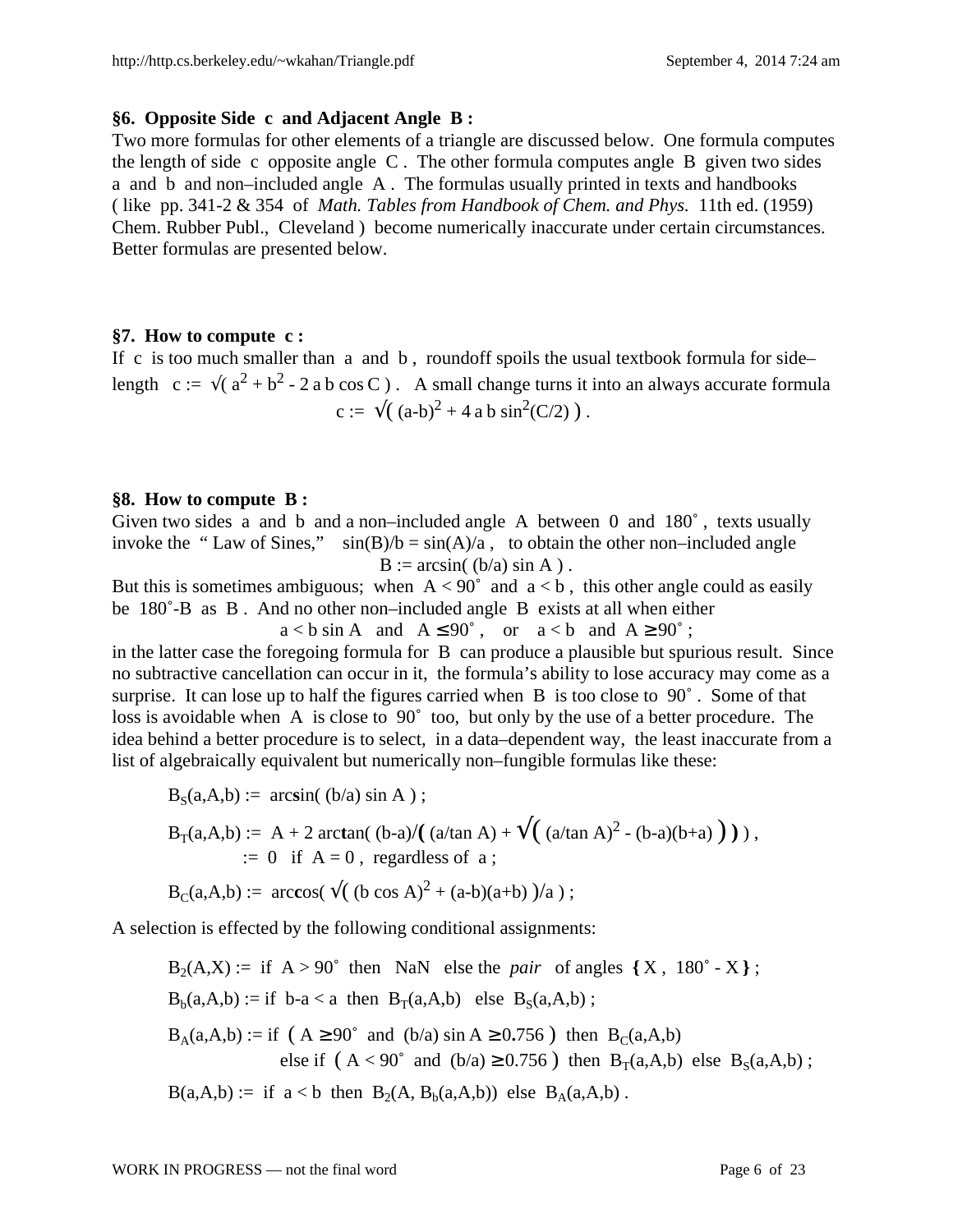### §6. Opposite Side c and Adjacent Angle B :

Two more formulas for other elements of a triangle are discussed below. One formula computes the length of side c opposite angle C . The other formula computes angle B given two sides a and b and non–included angle A . The formulas usually printed in texts and handbooks ( like pp. 341-2 & 354 of *Math. Tables from Handbook of Chem. and Phys.* 11th ed. (1959) Chem. Rubber Publ., Cleveland ) become numerically inaccurate under certain circumstances. Better formulas are presented below.

### §7. How to compute c :

If c is too much smaller than a and b , roundoff spoils the usual textbook formula for side–length $c := \sqrt{a^2 + b^2 - 2ab\cos C}$ . A small change turns it into an always accurate formula

$$c := \sqrt{(a-b)^2 + 4ab\sin^2(C/2)} \; .$$

### §8. How to compute B :

Given two sides a and b and a non–included angle A between 0 and 180˚ , texts usually invoke the " Law of Sines," $\sin(B)/b = \sin(A)/a$ , to obtain the other non–included angle

$$B := \arcsin(\, (b/a)\sin A \,) \; .$$

But this is sometimes ambiguous; when A < 90˚ and a < b , this other angle could as easily be 180˚-B as B . And no other non–included angle B exists at all when either

$$a < b\sin A \;\text{ and }\; A \le 90^\circ \; , \quad\text{or}\quad a < b \;\text{ and }\; A \ge 90^\circ \; ;$$

in the latter case the foregoing formula for B can produce a plausible but spurious result. Since no subtractive cancellation can occur in it, the formula's ability to lose accuracy may come as a surprise. It can lose up to half the figures carried when B is too close to 90˚ . Some of that loss is avoidable when A is close to 90˚ too, but only by the use of a better procedure. The idea behind a better procedure is to select, in a data–dependent way, the least inaccurate from a list of algebraically equivalent but numerically non–fungible formulas like these:

$$B_S(a,A,b) := \arcsin(\, (b/a)\sin A \,) \; ;$$

$$B_T(a,A,b) := A + 2\arctan\!\left( (b-a)\Big/\!\left( (a/\tan A) + \sqrt{(a/\tan A)^2 - (b-a)(b+a)} \right) \right) ,$$
$$\qquad := 0 \;\text{ if }\; A = 0 \, , \;\text{ regardless of } a \; ;$$

$$B_C(a,A,b) := \arccos\!\left( \sqrt{(b\cos A)^2 + (a-b)(a+b)}\,\big/a \right) ;$$

A selection is effected by the following conditional assignments:

$B_2(A,X) :=$ if $A > 90^\circ$ then NaN else the *pair* of angles $\{ X \, , \; 180^\circ - X \}$ ;

$B_b(a,A,b) :=$ if $b-a < a$ then $B_T(a,A,b)$ else $B_S(a,A,b)$ ;

$B_A(a,A,b) :=$ if $(\, A \ge 90^\circ$ and $(b/a)\sin A \ge 0.756 \,)$ then $B_C(a,A,b)$
  else if $(\, A < 90^\circ$ and $(b/a) \ge 0.756 \,)$ then $B_T(a,A,b)$ else $B_S(a,A,b)$ ;

$B(a,A,b) :=$ if $a < b$ then $B_2(A, B_b(a,A,b))$ else $B_A(a,A,b)$ .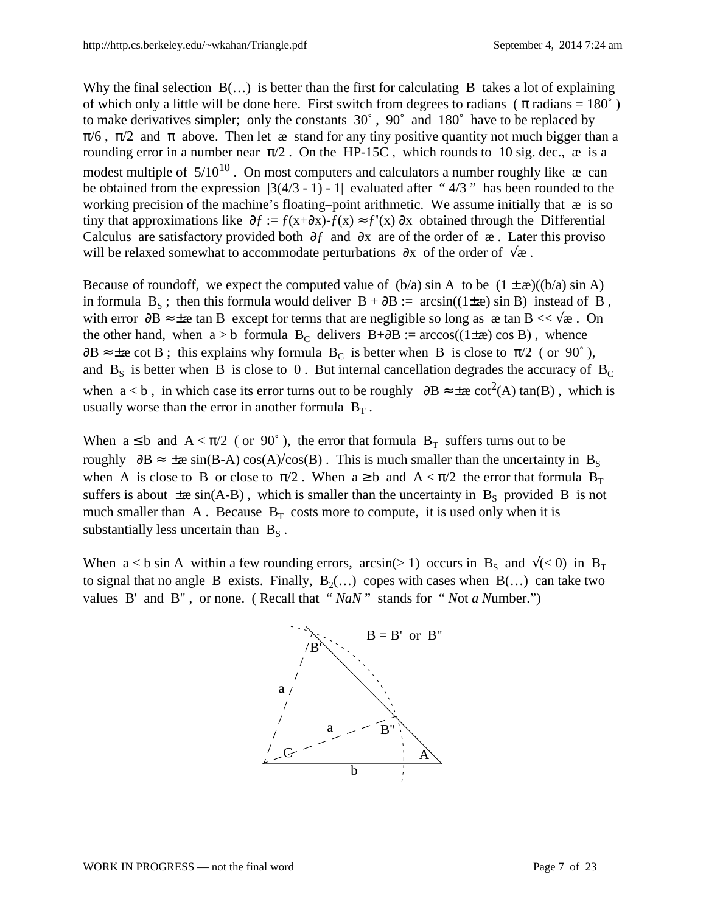Why the final selection B(…) is better than the first for calculating B takes a lot of explaining of which only a little will be done here. First switch from degrees to radians ( $\pi$ radians = 180˚ ) to make derivatives simpler; only the constants 30˚ , 90˚ and 180˚ have to be replaced by $\pi/6$ , $\pi/2$ and $\pi$ above. Then let æ stand for any tiny positive quantity not much bigger than a rounding error in a number near $\pi/2$ . On the HP-15C , which rounds to 10 sig. dec., æ is a modest multiple of $5/10^{10}$ . On most computers and calculators a number roughly like æ can be obtained from the expression $|3(4/3 - 1) - 1|$ evaluated after " 4/3 " has been rounded to the working precision of the machine's floating–point arithmetic. We assume initially that æ is so tiny that approximations like $\partial f := f(x+\partial x)-f(x) \approx f'(x)\,\partial x$ obtained through the Differential Calculus are satisfactory provided both $\partial f$ and $\partial x$ are of the order of æ . Later this proviso will be relaxed somewhat to accommodate perturbations $\partial x$ of the order of $\sqrt{æ}$ .

Because of roundoff, we expect the computed value of $(b/a) \sin A$ to be $(1 \pm æ)((b/a) \sin A)$ in formula $B_S$ ; then this formula would deliver $B + \partial B := \arcsin((1\pm æ) \sin B)$ instead of B , with error $\partial B \approx \pm æ \tan B$ except for terms that are negligible so long as $æ \tan B << \sqrt{æ}$ . On the other hand, when $a > b$ formula $B_C$ delivers $B+\partial B := \arccos((1\pm æ) \cos B)$ , whence $\partial B \approx \pm æ \cot B$ ; this explains why formula $B_C$ is better when B is close to $\pi/2$ ( or 90˚ ), and $B_S$ is better when B is close to 0 . But internal cancellation degrades the accuracy of $B_C$ when $a < b$ , in which case its error turns out to be roughly $\partial B \approx \pm æ \cot^2(A) \tan(B)$ , which is usually worse than the error in another formula $B_T$ .

When $a \le b$ and $A < \pi/2$ ( or 90˚ ), the error that formula $B_T$ suffers turns out to be roughly $\partial B \approx \pm æ \sin(B-A) \cos(A)/\cos(B)$ . This is much smaller than the uncertainty in $B_S$ when A is close to B or close to $\pi/2$ . When $a \ge b$ and $A < \pi/2$ the error that formula $B_T$ suffers is about $\pm æ \sin(A-B)$ , which is smaller than the uncertainty in $B_S$ provided B is not much smaller than A . Because $B_T$ costs more to compute, it is used only when it is substantially less uncertain than $B_S$ .

When $a < b \sin A$ within a few rounding errors, $\arcsin(> 1)$ occurs in $B_S$ and $\sqrt{(< 0)}$ in $B_T$ to signal that no angle B exists. Finally, $B_2(\ldots)$ copes with cases when B(…) can take two values B' and B" , or none. ( Recall that " *NaN* " stands for " *N*ot *a N*umber.")

B = B' or B"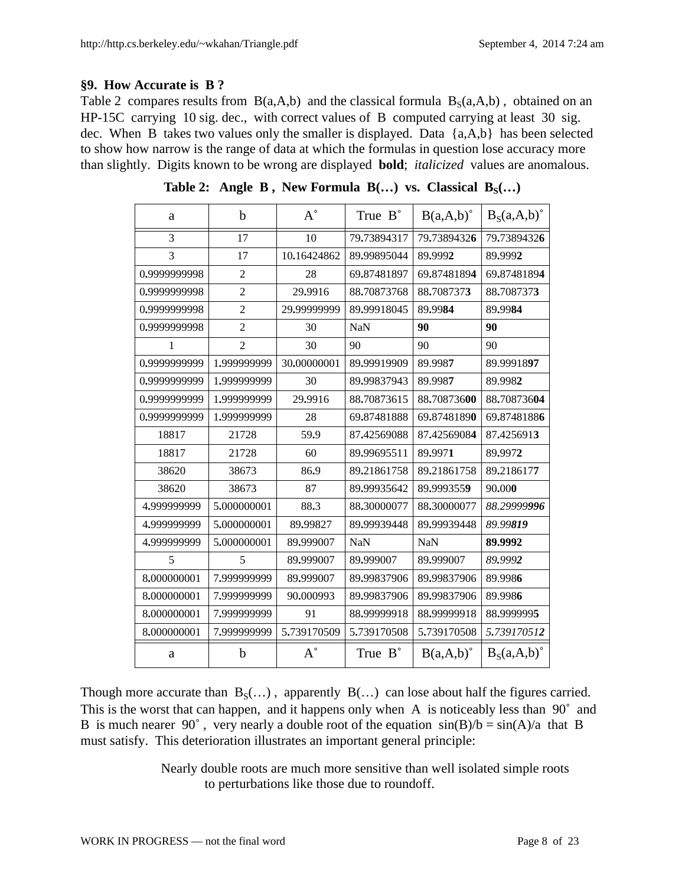## §9. How Accurate is B ?

Table 2 compares results from B(a,A,b) and the classical formula $B_S(a,A,b)$ , obtained on an HP-15C carrying 10 sig. dec., with correct values of B computed carrying at least 30 sig. dec. When B takes two values only the smaller is displayed. Data {a,A,b} has been selected to show how narrow is the range of data at which the formulas in question lose accuracy more than slightly. Digits known to be wrong are displayed **bold**; *italicized* values are anomalous.

**Table 2: Angle B , New Formula B(…) vs. Classical $B_S(…)$**

| a | b | A˚ | True B˚ | B(a,A,b)˚ | $B_S(a,A,b)$˚ |
|---|---|---|---|---|---|
| 3 | 17 | 10 | 79.73894317 | 79.7389432**6** | 79.7389432**6** |
| 3 | 17 | 10.16424862 | 89.99895044 | 89.999**2** | 89.999**2** |
| 0.9999999998 | 2 | 28 | 69.87481897 | 69.8748189**4** | 69.8748189**4** |
| 0.9999999998 | 2 | 29.9916 | 88.70873768 | 88.708737**3** | 88.708737**3** |
| 0.9999999998 | 2 | 29.99999999 | 89.99918045 | 89.99**84** | 89.99**84** |
| 0.9999999998 | 2 | 30 | NaN | **90** | **90** |
| 1 | 2 | 30 | 90 | 90 | 90 |
| 0.9999999999 | 1.999999999 | 30.00000001 | 89.99919909 | 89.998**7** | 89.99918**97** |
| 0.9999999999 | 1.999999999 | 30 | 89.99837943 | 89.998**7** | 89.998**2** |
| 0.9999999999 | 1.999999999 | 29.9916 | 88.70873615 | 88.708736**00** | 88.708736**04** |
| 0.9999999999 | 1.999999999 | 28 | 69.87481888 | 69.8748189**0** | 69.8748188**6** |
| 18817 | 21728 | 59.9 | 87.42569088 | 87.4256908**4** | 87.425691**3** |
| 18817 | 21728 | 60 | 89.99695511 | 89.997**1** | 89.997**2** |
| 38620 | 38673 | 86.9 | 89.21861758 | 89.21861758 | 89.218617**7** |
| 38620 | 38673 | 87 | 89.99935642 | 89.999355**9** | 90.00**0** |
| 4.999999999 | 5.000000001 | 88.3 | 88.30000077 | 88.30000077 | *88.29999**996*** |
| 4.999999999 | 5.000000001 | 89.99827 | 89.99939448 | 89.99939448 | *89.99**819*** |
| 4.999999999 | 5.000000001 | 89.999007 | NaN | NaN | **89.9992** |
| 5 | 5 | 89.999007 | 89.999007 | 89.999007 | *89.999**2*** |
| 8.000000001 | 7.999999999 | 89.999007 | 89.99837906 | 89.99837906 | 89.998**6** |
| 8.000000001 | 7.999999999 | 90.000993 | 89.99837906 | 89.99837906 | 89.998**6** |
| 8.000000001 | 7.999999999 | 91 | 88.99999918 | 88.99999918 | 88.9999999**5** |
| 8.000000001 | 7.999999999 | 5.739170509 | 5.739170508 | 5.739170508 | *5.739170512* |
| a | b | A˚ | True B˚ | B(a,A,b)˚ | $B_S(a,A,b)$˚ |

Though more accurate than $B_S(…)$ , apparently B(…) can lose about half the figures carried. This is the worst that can happen, and it happens only when A is noticeably less than 90˚ and B is much nearer 90˚ , very nearly a double root of the equation sin(B)/b = sin(A)/a that B must satisfy. This deterioration illustrates an important general principle:

> Nearly double roots are much more sensitive than well isolated simple roots to perturbations like those due to roundoff.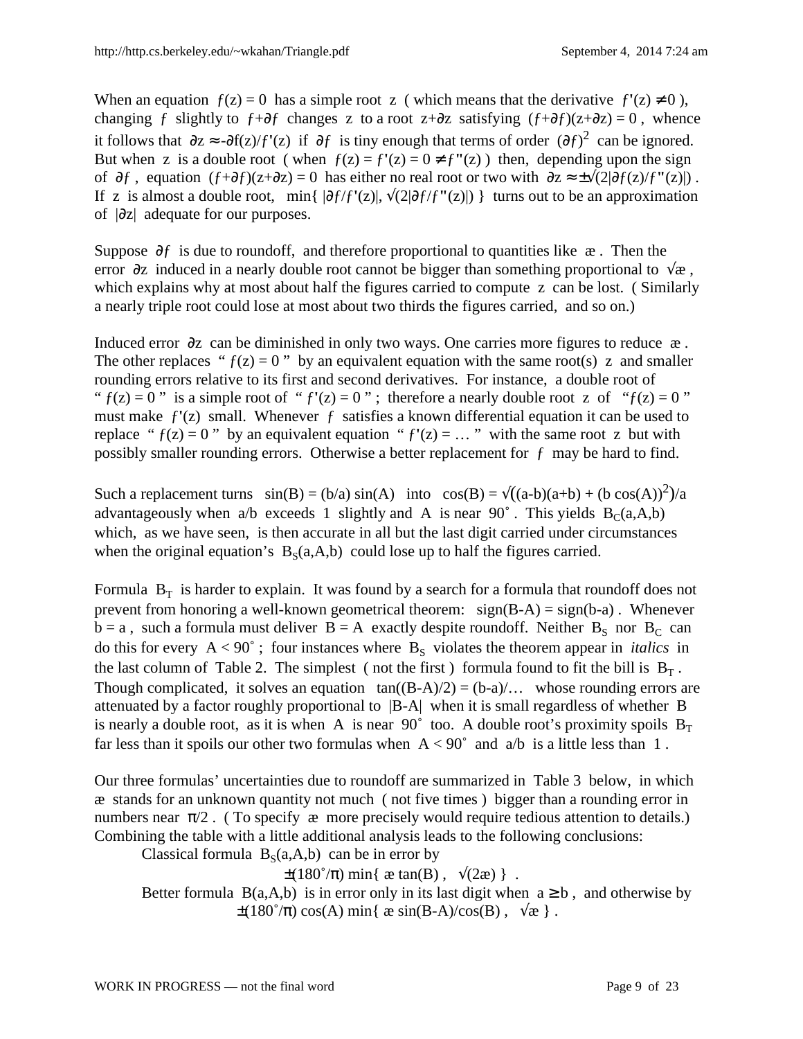When an equation $f(z) = 0$ has a simple root $z$ ( which means that the derivative $f'(z) \neq 0$ ), changing $f$ slightly to $f+\partial f$ changes $z$ to a root $z+\partial z$ satisfying $(f+\partial f)(z+\partial z) = 0$ , whence it follows that $\partial z \approx -\partial f(z)/f'(z)$ if $\partial f$ is tiny enough that terms of order $(\partial f)^2$ can be ignored. But when $z$ is a double root ( when $f(z) = f'(z) = 0 \neq f''(z)$ ) then, depending upon the sign of $\partial f$ , equation $(f+\partial f)(z+\partial z) = 0$ has either no real root or two with $\partial z \approx \pm\sqrt{(2|\partial f(z)/f''(z)|)}$ . If $z$ is almost a double root, $\min\{ |\partial f/f'(z)|, \sqrt{(2|\partial f/f''(z)|)} \}$ turns out to be an approximation of $|\partial z|$ adequate for our purposes.

Suppose $\partial f$ is due to roundoff, and therefore proportional to quantities like æ . Then the error $\partial z$ induced in a nearly double root cannot be bigger than something proportional to $\sqrt{æ}$ , which explains why at most about half the figures carried to compute $z$ can be lost. ( Similarly a nearly triple root could lose at most about two thirds the figures carried, and so on.)

Induced error $\partial z$ can be diminished in only two ways. One carries more figures to reduce æ . The other replaces " $f(z) = 0$ " by an equivalent equation with the same root(s) $z$ and smaller rounding errors relative to its first and second derivatives. For instance, a double root of " $f(z) = 0$ " is a simple root of " $f'(z) = 0$ " ; therefore a nearly double root $z$ of " $f(z) = 0$ " must make $f'(z)$ small. Whenever $f$ satisfies a known differential equation it can be used to replace " $f(z) = 0$ " by an equivalent equation " $f'(z) = \dots$ " with the same root $z$ but with possibly smaller rounding errors. Otherwise a better replacement for $f$ may be hard to find.

Such a replacement turns $\sin(B) = (b/a) \sin(A)$ into $\cos(B) = \sqrt{((a-b)(a+b) + (b \cos(A))^2)}/a$ advantageously when $a/b$ exceeds 1 slightly and $A$ is near 90˚ . This yields $B_C(a,A,b)$ which, as we have seen, is then accurate in all but the last digit carried under circumstances when the original equation's $B_S(a,A,b)$ could lose up to half the figures carried.

Formula $B_T$ is harder to explain. It was found by a search for a formula that roundoff does not prevent from honoring a well-known geometrical theorem: $\text{sign}(B-A) = \text{sign}(b-a)$ . Whenever $b = a$ , such a formula must deliver $B = A$ exactly despite roundoff. Neither $B_S$ nor $B_C$ can do this for every $A < 90˚$ ; four instances where $B_S$ violates the theorem appear in *italics* in the last column of Table 2. The simplest ( not the first ) formula found to fit the bill is $B_T$ . Though complicated, it solves an equation $\tan((B-A)/2) = (b-a)/\dots$ whose rounding errors are attenuated by a factor roughly proportional to $|B-A|$ when it is small regardless of whether $B$ is nearly a double root, as it is when $A$ is near 90˚ too. A double root's proximity spoils $B_T$ far less than it spoils our other two formulas when $A < 90˚$ and $a/b$ is a little less than 1 .

Our three formulas' uncertainties due to roundoff are summarized in Table 3 below, in which æ stands for an unknown quantity not much ( not five times ) bigger than a rounding error in numbers near $\pi/2$ . ( To specify æ more precisely would require tedious attention to details.) Combining the table with a little additional analysis leads to the following conclusions:

Classical formula $B_S(a,A,b)$ can be in error by

$$\pm(180˚/\pi) \min\{ æ \tan(B) , \sqrt{(2æ)} \} .$$

Better formula $B(a,A,b)$ is in error only in its last digit when $a \geq b$ , and otherwise by

$$\pm(180˚/\pi) \cos(A) \min\{ æ \sin(B-A)/\cos(B) , \sqrt{æ} \} .$$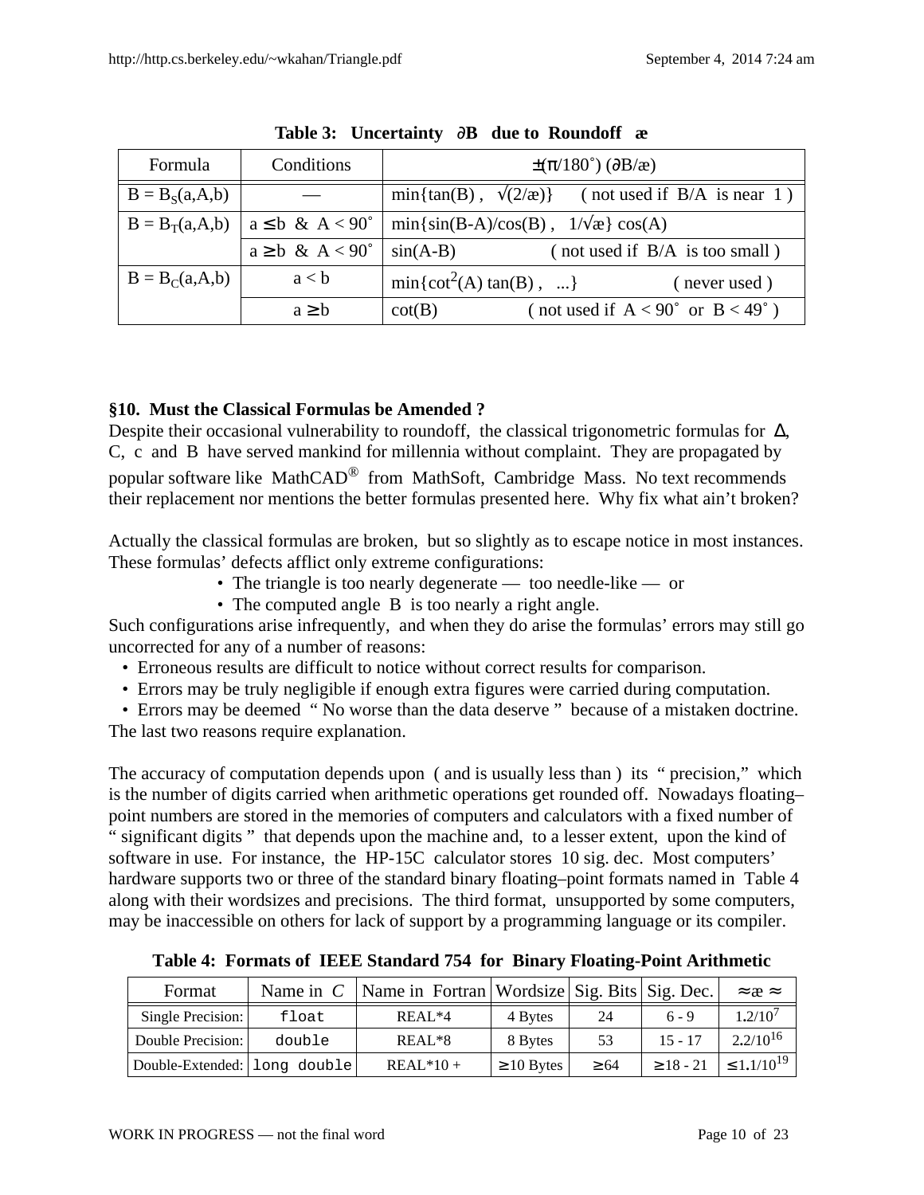**Table 3: Uncertainty ∂B due to Roundoff æ**

| Formula | Conditions | $\pm(\pi/180^\circ)\ (\partial B/æ)$ |
|---|---|---|
| $B = B_S(a,A,b)$ | — | $\min\{\tan(B),\ \sqrt{(2/æ)}\}$ ( not used if B/A is near 1 ) |
| $B = B_T(a,A,b)$ | $a \le b$ & $A < 90^\circ$ | $\min\{\sin(B\text{-}A)/\cos(B),\ 1/\sqrt{æ}\}\cos(A)$ |
| | $a \ge b$ & $A < 90^\circ$ | $\sin(A\text{-}B)$ ( not used if B/A is too small ) |
| $B = B_C(a,A,b)$ | $a < b$ | $\min\{\cot^2(A)\tan(B),\ ...\}$ ( never used ) |
| | $a \ge b$ | $\cot(B)$ ( not used if $A < 90^\circ$ or $B < 49^\circ$ ) |

## §10. Must the Classical Formulas be Amended ?

Despite their occasional vulnerability to roundoff, the classical trigonometric formulas for Δ, C, c and B have served mankind for millennia without complaint. They are propagated by popular software like MathCAD® from MathSoft, Cambridge Mass. No text recommends their replacement nor mentions the better formulas presented here. Why fix what ain't broken?

Actually the classical formulas are broken, but so slightly as to escape notice in most instances. These formulas' defects afflict only extreme configurations:

- The triangle is too nearly degenerate — too needle-like — or
- The computed angle B is too nearly a right angle.

Such configurations arise infrequently, and when they do arise the formulas' errors may still go uncorrected for any of a number of reasons:

- Erroneous results are difficult to notice without correct results for comparison.
- Errors may be truly negligible if enough extra figures were carried during computation.
- Errors may be deemed " No worse than the data deserve " because of a mistaken doctrine.

The last two reasons require explanation.

The accuracy of computation depends upon ( and is usually less than ) its " precision," which is the number of digits carried when arithmetic operations get rounded off. Nowadays floating–point numbers are stored in the memories of computers and calculators with a fixed number of " significant digits " that depends upon the machine and, to a lesser extent, upon the kind of software in use. For instance, the HP-15C calculator stores 10 sig. dec. Most computers' hardware supports two or three of the standard binary floating–point formats named in Table 4 along with their wordsizes and precisions. The third format, unsupported by some computers, may be inaccessible on others for lack of support by a programming language or its compiler.

**Table 4: Formats of IEEE Standard 754 for Binary Floating-Point Arithmetic**

| Format | Name in C | Name in Fortran | Wordsize | Sig. Bits | Sig. Dec. | ≈æ ≈ |
|---|---|---|---|---|---|---|
| Single Precision: | `float` | REAL*4 | 4 Bytes | 24 | 6 - 9 | $1.2/10^7$ |
| Double Precision: | `double` | REAL*8 | 8 Bytes | 53 | 15 - 17 | $2.2/10^{16}$ |
| Double-Extended: | `long double` | REAL*10 + | ≥ 10 Bytes | ≥ 64 | ≥ 18 - 21 | $\le 1.1/10^{19}$ |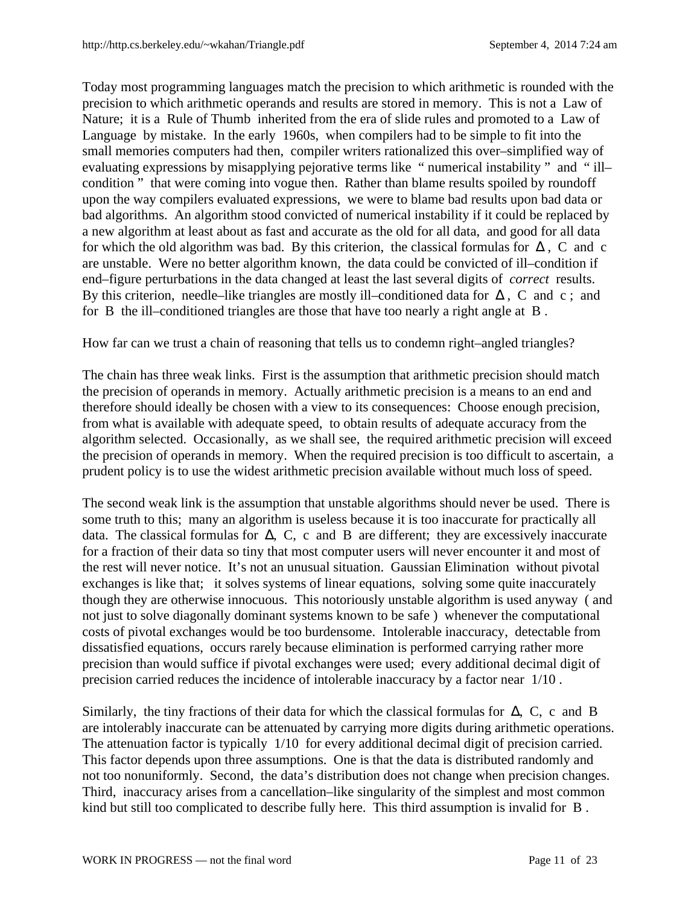Today most programming languages match the precision to which arithmetic is rounded with the precision to which arithmetic operands and results are stored in memory. This is not a Law of Nature; it is a Rule of Thumb inherited from the era of slide rules and promoted to a Law of Language by mistake. In the early 1960s, when compilers had to be simple to fit into the small memories computers had then, compiler writers rationalized this over–simplified way of evaluating expressions by misapplying pejorative terms like " numerical instability " and " ill–condition " that were coming into vogue then. Rather than blame results spoiled by roundoff upon the way compilers evaluated expressions, we were to blame bad results upon bad data or bad algorithms. An algorithm stood convicted of numerical instability if it could be replaced by a new algorithm at least about as fast and accurate as the old for all data, and good for all data for which the old algorithm was bad. By this criterion, the classical formulas for $\Delta$, C and c are unstable. Were no better algorithm known, the data could be convicted of ill–condition if end–figure perturbations in the data changed at least the last several digits of *correct* results. By this criterion, needle–like triangles are mostly ill–conditioned data for $\Delta$, C and c ; and for B the ill–conditioned triangles are those that have too nearly a right angle at B .

How far can we trust a chain of reasoning that tells us to condemn right–angled triangles?

The chain has three weak links. First is the assumption that arithmetic precision should match the precision of operands in memory. Actually arithmetic precision is a means to an end and therefore should ideally be chosen with a view to its consequences: Choose enough precision, from what is available with adequate speed, to obtain results of adequate accuracy from the algorithm selected. Occasionally, as we shall see, the required arithmetic precision will exceed the precision of operands in memory. When the required precision is too difficult to ascertain, a prudent policy is to use the widest arithmetic precision available without much loss of speed.

The second weak link is the assumption that unstable algorithms should never be used. There is some truth to this; many an algorithm is useless because it is too inaccurate for practically all data. The classical formulas for $\Delta$, C, c and B are different; they are excessively inaccurate for a fraction of their data so tiny that most computer users will never encounter it and most of the rest will never notice. It's not an unusual situation. Gaussian Elimination without pivotal exchanges is like that; it solves systems of linear equations, solving some quite inaccurately though they are otherwise innocuous. This notoriously unstable algorithm is used anyway ( and not just to solve diagonally dominant systems known to be safe ) whenever the computational costs of pivotal exchanges would be too burdensome. Intolerable inaccuracy, detectable from dissatisfied equations, occurs rarely because elimination is performed carrying rather more precision than would suffice if pivotal exchanges were used; every additional decimal digit of precision carried reduces the incidence of intolerable inaccuracy by a factor near 1/10 .

Similarly, the tiny fractions of their data for which the classical formulas for $\Delta$, C, c and B are intolerably inaccurate can be attenuated by carrying more digits during arithmetic operations. The attenuation factor is typically 1/10 for every additional decimal digit of precision carried. This factor depends upon three assumptions. One is that the data is distributed randomly and not too nonuniformly. Second, the data's distribution does not change when precision changes. Third, inaccuracy arises from a cancellation–like singularity of the simplest and most common kind but still too complicated to describe fully here. This third assumption is invalid for B .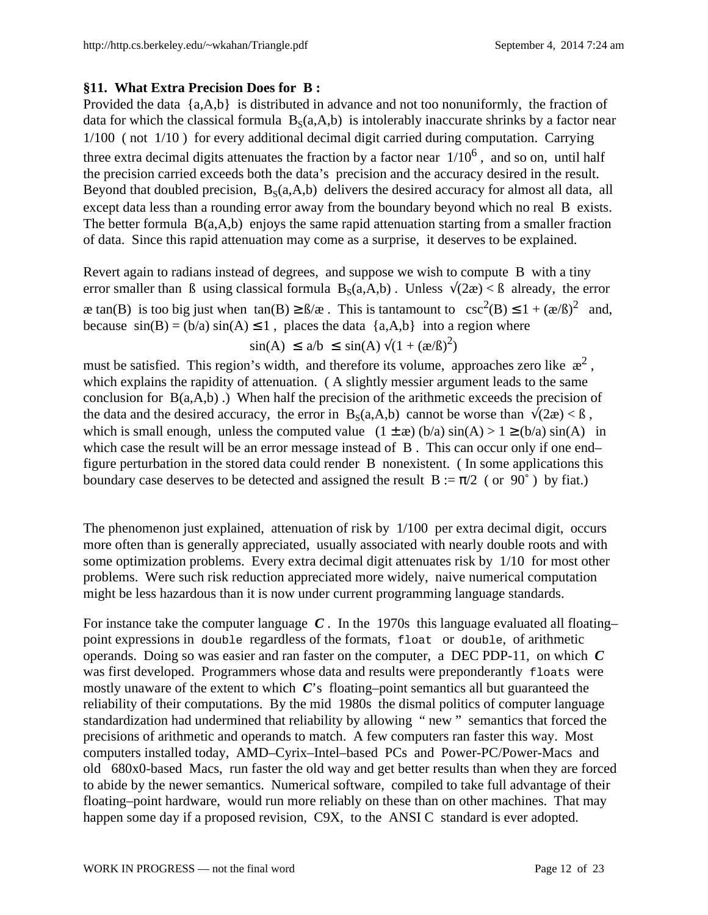### §11. What Extra Precision Does for B :

Provided the data {a,A,b} is distributed in advance and not too nonuniformly, the fraction of data for which the classical formula $B_S(a,A,b)$ is intolerably inaccurate shrinks by a factor near 1/100 ( not 1/10 ) for every additional decimal digit carried during computation. Carrying three extra decimal digits attenuates the fraction by a factor near $1/10^6$ , and so on, until half the precision carried exceeds both the data's precision and the accuracy desired in the result. Beyond that doubled precision, $B_S(a,A,b)$ delivers the desired accuracy for almost all data, all except data less than a rounding error away from the boundary beyond which no real B exists. The better formula B(a,A,b) enjoys the same rapid attenuation starting from a smaller fraction of data. Since this rapid attenuation may come as a surprise, it deserves to be explained.

Revert again to radians instead of degrees, and suppose we wish to compute B with a tiny error smaller than ß using classical formula $B_S(a,A,b)$ . Unless $\sqrt{(2æ)} < ß$ already, the error $æ \tan(B)$ is too big just when $\tan(B) \geq ß/æ$ . This is tantamount to $\csc^2(B) \leq 1 + (æ/ß)^2$ and, because $\sin(B) = (b/a)\sin(A) \leq 1$ , places the data {a,A,b} into a region where

$$\sin(A) \leq a/b \leq \sin(A)\sqrt{(1 + (æ/ß)^2)}$$

must be satisfied. This region's width, and therefore its volume, approaches zero like $æ^2$ , which explains the rapidity of attenuation. ( A slightly messier argument leads to the same conclusion for B(a,A,b) .) When half the precision of the arithmetic exceeds the precision of the data and the desired accuracy, the error in $B_S(a,A,b)$ cannot be worse than $\sqrt{(2æ)} < ß$ , which is small enough, unless the computed value $(1 \pm æ)(b/a)\sin(A) > 1 \geq (b/a)\sin(A)$ in which case the result will be an error message instead of B . This can occur only if one end–figure perturbation in the stored data could render B nonexistent. ( In some applications this boundary case deserves to be detected and assigned the result $B := \pi/2$ ( or 90˚ ) by fiat.)

The phenomenon just explained, attenuation of risk by 1/100 per extra decimal digit, occurs more often than is generally appreciated, usually associated with nearly double roots and with some optimization problems. Every extra decimal digit attenuates risk by 1/10 for most other problems. Were such risk reduction appreciated more widely, naive numerical computation might be less hazardous than it is now under current programming language standards.

For instance take the computer language ***C*** . In the 1970s this language evaluated all floating–point expressions in `double` regardless of the formats, `float` or `double`, of arithmetic operands. Doing so was easier and ran faster on the computer, a DEC PDP-11, on which ***C*** was first developed. Programmers whose data and results were preponderantly `floats` were mostly unaware of the extent to which ***C***'s floating–point semantics all but guaranteed the reliability of their computations. By the mid 1980s the dismal politics of computer language standardization had undermined that reliability by allowing " new " semantics that forced the precisions of arithmetic and operands to match. A few computers ran faster this way. Most computers installed today, AMD–Cyrix–Intel–based PCs and Power-PC/Power-Macs and old 680x0-based Macs, run faster the old way and get better results than when they are forced to abide by the newer semantics. Numerical software, compiled to take full advantage of their floating–point hardware, would run more reliably on these than on other machines. That may happen some day if a proposed revision, C9X, to the ANSI C standard is ever adopted.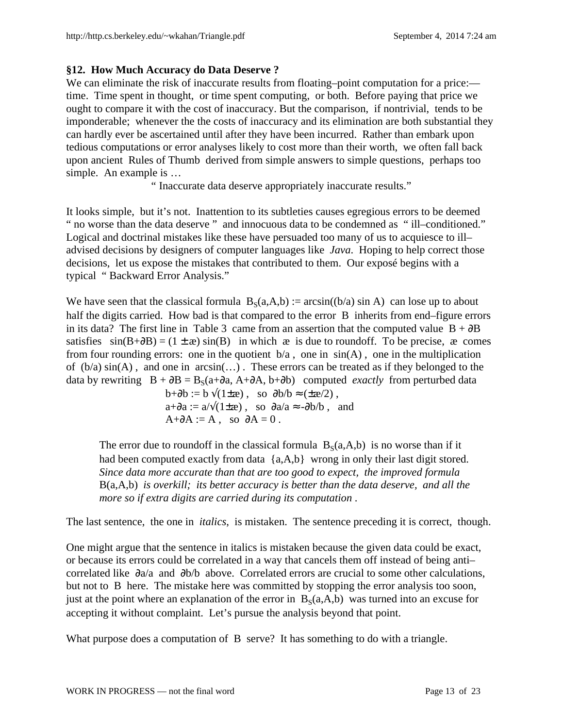### §12. How Much Accuracy do Data Deserve ?

We can eliminate the risk of inaccurate results from floating–point computation for a price:— time. Time spent in thought, or time spent computing, or both. Before paying that price we ought to compare it with the cost of inaccuracy. But the comparison, if nontrivial, tends to be imponderable; whenever the the costs of inaccuracy and its elimination are both substantial they can hardly ever be ascertained until after they have been incurred. Rather than embark upon tedious computations or error analyses likely to cost more than their worth, we often fall back upon ancient Rules of Thumb derived from simple answers to simple questions, perhaps too simple. An example is …

“ Inaccurate data deserve appropriately inaccurate results.”

It looks simple, but it’s not. Inattention to its subtleties causes egregious errors to be deemed “ no worse than the data deserve ” and innocuous data to be condemned as “ ill–conditioned.” Logical and doctrinal mistakes like these have persuaded too many of us to acquiesce to ill–advised decisions by designers of computer languages like *Java*. Hoping to help correct those decisions, let us expose the mistakes that contributed to them. Our exposé begins with a typical “ Backward Error Analysis.”

We have seen that the classical formula $B_S(a,A,b) := \arcsin((b/a) \sin A)$ can lose up to about half the digits carried. How bad is that compared to the error $B$ inherits from end–figure errors in its data? The first line in Table 3 came from an assertion that the computed value $B + \partial B$ satisfies $\sin(B+\partial B) = (1 \pm æ) \sin(B)$ in which $æ$ is due to roundoff. To be precise, $æ$ comes from four rounding errors: one in the quotient $b/a$ , one in $\sin(A)$ , one in the multiplication of $(b/a) \sin(A)$ , and one in $\arcsin(\ldots)$ . These errors can be treated as if they belonged to the data by rewriting $B + \partial B = B_S(a+\partial a, A+\partial A, b+\partial b)$ computed *exactly* from perturbed data

$b+\partial b := b\sqrt{(1\pm æ)}$ , so $\partial b/b \approx (\pm æ/2)$ ,
$a+\partial a := a/\sqrt{(1\pm æ)}$ , so $\partial a/a \approx -\partial b/b$ , and
$A+\partial A := A$ , so $\partial A = 0$ .

> The error due to roundoff in the classical formula $B_S(a,A,b)$ is no worse than if it had been computed exactly from data $\{a,A,b\}$ wrong in only their last digit stored. *Since data more accurate than that are too good to expect, the improved formula* $B(a,A,b)$ *is overkill; its better accuracy is better than the data deserve, and all the more so if extra digits are carried during its computation* .

The last sentence, the one in *italics*, is mistaken. The sentence preceding it is correct, though.

One might argue that the sentence in italics is mistaken because the given data could be exact, or because its errors could be correlated in a way that cancels them off instead of being anti–correlated like $\partial a/a$ and $\partial b/b$ above. Correlated errors are crucial to some other calculations, but not to $B$ here. The mistake here was committed by stopping the error analysis too soon, just at the point where an explanation of the error in $B_S(a,A,b)$ was turned into an excuse for accepting it without complaint. Let’s pursue the analysis beyond that point.

What purpose does a computation of $B$ serve? It has something to do with a triangle.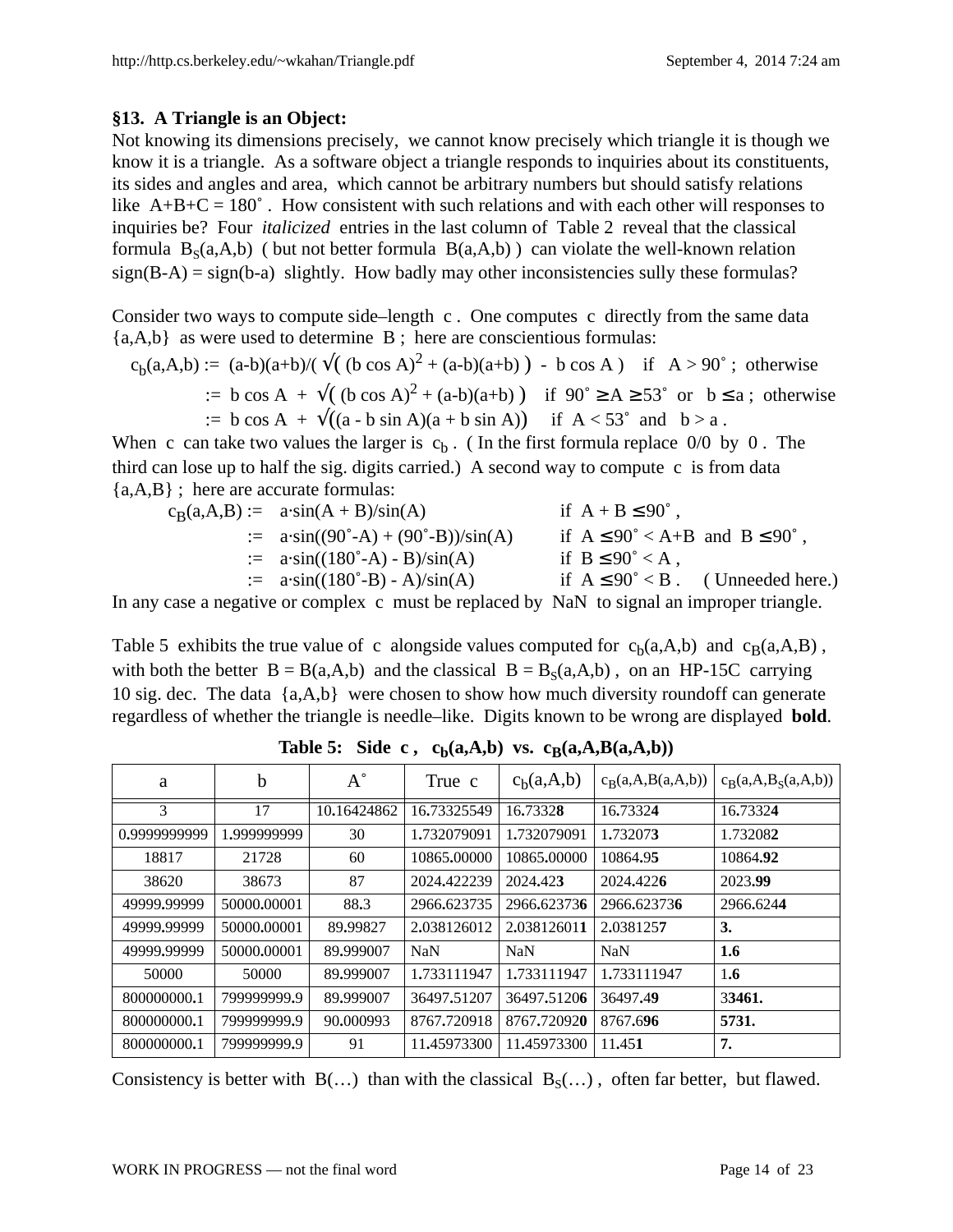### §13. A Triangle is an Object:

Not knowing its dimensions precisely, we cannot know precisely which triangle it is though we know it is a triangle. As a software object a triangle responds to inquiries about its constituents, its sides and angles and area, which cannot be arbitrary numbers but should satisfy relations like $A+B+C = 180^\circ$. How consistent with such relations and with each other will responses to inquiries be? Four *italicized* entries in the last column of Table 2 reveal that the classical formula $B_S(a,A,b)$ ( but not better formula $B(a,A,b)$ ) can violate the well-known relation $\text{sign}(B-A) = \text{sign}(b-a)$ slightly. How badly may other inconsistencies sully these formulas?

Consider two ways to compute side–length $c$. One computes $c$ directly from the same data $\{a,A,b\}$ as were used to determine $B$; here are conscientious formulas:

$$c_b(a,A,b) := (a-b)(a+b)/\left(\sqrt{(b\cos A)^2 + (a-b)(a+b)} - b\cos A\right) \quad \text{if } A > 90^\circ;\ \text{otherwise}$$

$$:= b\cos A + \sqrt{(b\cos A)^2 + (a-b)(a+b)} \quad \text{if } 90^\circ \ge A \ge 53^\circ \text{ or } b \le a;\ \text{otherwise}$$

$$:= b\cos A + \sqrt{(a - b\sin A)(a + b\sin A)} \quad \text{if } A < 53^\circ \text{ and } b > a.$$

When $c$ can take two values the larger is $c_b$. ( In the first formula replace $0/0$ by $0$. The third can lose up to half the sig. digits carried.) A second way to compute $c$ is from data $\{a,A,B\}$; here are accurate formulas:

$$c_B(a,A,B) := a\cdot\sin(A + B)/\sin(A) \quad \text{if } A + B \le 90^\circ,$$

$$:= a\cdot\sin((90^\circ-A) + (90^\circ-B))/\sin(A) \quad \text{if } A \le 90^\circ < A+B \text{ and } B \le 90^\circ,$$

$$:= a\cdot\sin((180^\circ-A) - B)/\sin(A) \quad \text{if } B \le 90^\circ < A,$$

$$:= a\cdot\sin((180^\circ-B) - A)/\sin(A) \quad \text{if } A \le 90^\circ < B. \quad (\text{Unneeded here.})$$

In any case a negative or complex $c$ must be replaced by NaN to signal an improper triangle.

Table 5 exhibits the true value of $c$ alongside values computed for $c_b(a,A,b)$ and $c_B(a,A,B)$, with both the better $B = B(a,A,b)$ and the classical $B = B_S(a,A,b)$, on an HP-15C carrying 10 sig. dec. The data $\{a,A,b\}$ were chosen to show how much diversity roundoff can generate regardless of whether the triangle is needle–like. Digits known to be wrong are displayed **bold**.

**Table 5: Side $c$, $c_b(a,A,b)$ vs. $c_B(a,A,B(a,A,b))$**

| a | b | A° | True c | $c_b(a,A,b)$ | $c_B(a,A,B(a,A,b))$ | $c_B(a,A,B_S(a,A,b))$ |
|---|---|---|---|---|---|---|
| 3 | 17 | 10.16424862 | 16.73325549 | 16.7332**8** | 16.7332**4** | 16.7332**4** |
| 0.9999999999 | 1.999999999 | 30 | 1.732079091 | 1.732079091 | 1.732073**3** | 1.73208**2** |
| 18817 | 21728 | 60 | 10865.00000 | 10865.00000 | 10864.9**5** | 10864.**92** |
| 38620 | 38673 | 87 | 2024.422239 | 2024.42**3** | 2024.422**6** | 2023.**99** |
| 49999.99999 | 50000.00001 | 88.3 | 2966.623735 | 2966.62373**6** | 2966.62373**6** | 2966.624**4** |
| 49999.99999 | 50000.00001 | 89.99827 | 2.038126012 | 2.03812601**1** | 2.038125**7** | **3.** |
| 49999.99999 | 50000.00001 | 89.999007 | NaN | NaN | NaN | **1.6** |
| 50000 | 50000 | 89.999007 | 1.733111947 | 1.733111947 | 1.733111947 | 1.**6** |
| 800000000.1 | 799999999.9 | 89.999007 | 36497.51207 | 36497.5120**6** | 36497.**49** | 3**3461.** |
| 800000000.1 | 799999999.9 | 90.000993 | 8767.720918 | 8767.72092**0** | 8767.**696** | **5731.** |
| 800000000.1 | 799999999.9 | 91 | 11.45973300 | 11.45973300 | 11.45**1** | **7.** |

Consistency is better with $B(\ldots)$ than with the classical $B_S(\ldots)$, often far better, but flawed.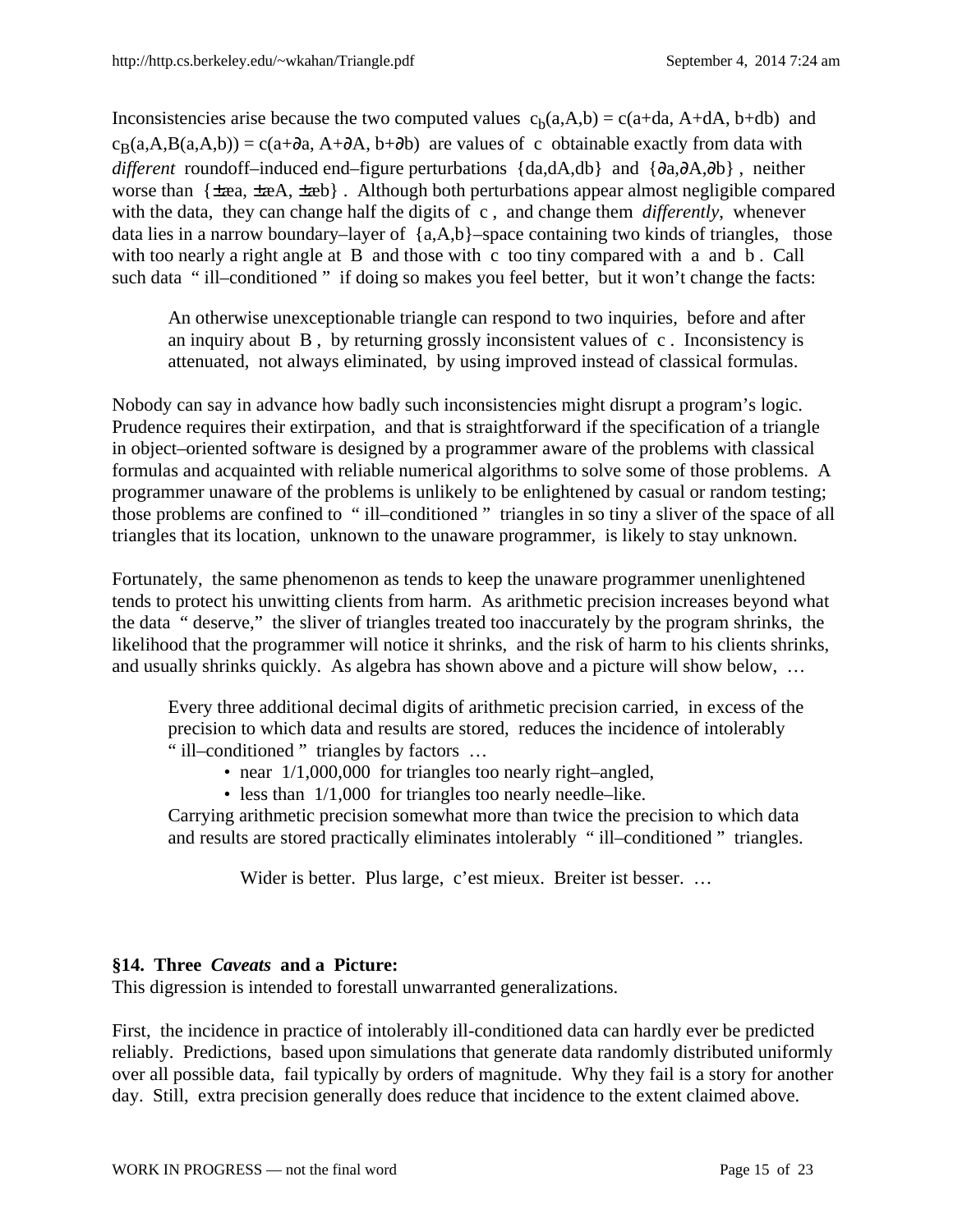Inconsistencies arise because the two computed values $c_b(a,A,b) = c(a+da, A+dA, b+db)$ and $c_B(a,A,B(a,A,b)) = c(a+\partial a, A+\partial A, b+\partial b)$ are values of $c$ obtainable exactly from data with *different* roundoff–induced end–figure perturbations $\{da,dA,db\}$ and $\{\partial a,\partial A,\partial b\}$, neither worse than $\{\pm æa, \pm æA, \pm æb\}$. Although both perturbations appear almost negligible compared with the data, they can change half the digits of $c$, and change them *differently*, whenever data lies in a narrow boundary–layer of $\{a,A,b\}$–space containing two kinds of triangles, those with too nearly a right angle at $B$ and those with $c$ too tiny compared with $a$ and $b$. Call such data " ill–conditioned " if doing so makes you feel better, but it won't change the facts:

> An otherwise unexceptionable triangle can respond to two inquiries, before and after an inquiry about $B$, by returning grossly inconsistent values of $c$. Inconsistency is attenuated, not always eliminated, by using improved instead of classical formulas.

Nobody can say in advance how badly such inconsistencies might disrupt a program's logic. Prudence requires their extirpation, and that is straightforward if the specification of a triangle in object–oriented software is designed by a programmer aware of the problems with classical formulas and acquainted with reliable numerical algorithms to solve some of those problems. A programmer unaware of the problems is unlikely to be enlightened by casual or random testing; those problems are confined to " ill–conditioned " triangles in so tiny a sliver of the space of all triangles that its location, unknown to the unaware programmer, is likely to stay unknown.

Fortunately, the same phenomenon as tends to keep the unaware programmer unenlightened tends to protect his unwitting clients from harm. As arithmetic precision increases beyond what the data " deserve," the sliver of triangles treated too inaccurately by the program shrinks, the likelihood that the programmer will notice it shrinks, and the risk of harm to his clients shrinks, and usually shrinks quickly. As algebra has shown above and a picture will show below, …

> Every three additional decimal digits of arithmetic precision carried, in excess of the precision to which data and results are stored, reduces the incidence of intolerably " ill–conditioned " triangles by factors …
>
> - near 1/1,000,000 for triangles too nearly right–angled,
> - less than 1/1,000 for triangles too nearly needle–like.
>
> Carrying arithmetic precision somewhat more than twice the precision to which data and results are stored practically eliminates intolerably " ill–conditioned " triangles.
>
> Wider is better. Plus large, c'est mieux. Breiter ist besser. …

## §14. Three *Caveats* and a Picture:

This digression is intended to forestall unwarranted generalizations.

First, the incidence in practice of intolerably ill-conditioned data can hardly ever be predicted reliably. Predictions, based upon simulations that generate data randomly distributed uniformly over all possible data, fail typically by orders of magnitude. Why they fail is a story for another day. Still, extra precision generally does reduce that incidence to the extent claimed above.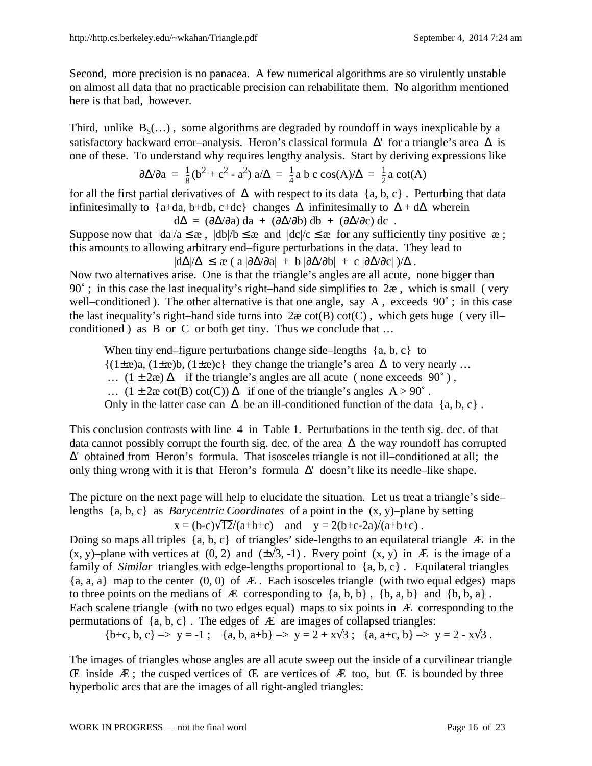Second, more precision is no panacea. A few numerical algorithms are so virulently unstable on almost all data that no practicable precision can rehabilitate them. No algorithm mentioned here is that bad, however.

Third, unlike $B_S(\ldots)$, some algorithms are degraded by roundoff in ways inexplicable by a satisfactory backward error–analysis. Heron's classical formula $\Delta'$ for a triangle's area $\Delta$ is one of these. To understand why requires lengthy analysis. Start by deriving expressions like

$$\partial\Delta/\partial a \;=\; \tfrac{1}{8}(b^2 + c^2 - a^2)\,a/\Delta \;=\; \tfrac{1}{4}a\,b\,c\cos(A)/\Delta \;=\; \tfrac{1}{2}a\cot(A)$$

for all the first partial derivatives of $\Delta$ with respect to its data $\{a, b, c\}$. Perturbing that data infinitesimally to $\{a+da, b+db, c+dc\}$ changes $\Delta$ infinitesimally to $\Delta + d\Delta$ wherein

$$d\Delta \;=\; (\partial\Delta/\partial a)\,da \;+\; (\partial\Delta/\partial b)\,db \;+\; (\partial\Delta/\partial c)\,dc\ .$$

Suppose now that $|da|/a \le æ$, $|db|/b \le æ$ and $|dc|/c \le æ$ for any sufficiently tiny positive $æ$; this amounts to allowing arbitrary end–figure perturbations in the data. They lead to

$$|d\Delta|/\Delta \;\le\; æ\,(\,a\,|\partial\Delta/\partial a| \;+\; b\,|\partial\Delta/\partial b| \;+\; c\,|\partial\Delta/\partial c|\,)/\Delta\ .$$

Now two alternatives arise. One is that the triangle's angles are all acute, none bigger than 90˚; in this case the last inequality's right–hand side simplifies to $2æ$, which is small ( very well–conditioned ). The other alternative is that one angle, say $A$, exceeds 90˚; in this case the last inequality's right–hand side turns into $2æ\cot(B)\cot(C)$, which gets huge ( very ill–conditioned ) as $B$ or $C$ or both get tiny. Thus we conclude that …

> When tiny end–figure perturbations change side–lengths $\{a, b, c\}$ to $\{(1±æ)a, (1±æ)b, (1±æ)c\}$ they change the triangle's area $\Delta$ to very nearly …
> … $(1 \pm 2æ)\,\Delta$ if the triangle's angles are all acute ( none exceeds 90˚ ),
> … $(1 \pm 2æ\cot(B)\cot(C))\,\Delta$ if one of the triangle's angles $A > 90˚$.
> Only in the latter case can $\Delta$ be an ill-conditioned function of the data $\{a, b, c\}$.

This conclusion contrasts with line 4 in Table 1. Perturbations in the tenth sig. dec. of that data cannot possibly corrupt the fourth sig. dec. of the area $\Delta$ the way roundoff has corrupted $\Delta'$ obtained from Heron's formula. That isosceles triangle is not ill–conditioned at all; the only thing wrong with it is that Heron's formula $\Delta'$ doesn't like its needle–like shape.

The picture on the next page will help to elucidate the situation. Let us treat a triangle's side–lengths $\{a, b, c\}$ as *Barycentric Coordinates* of a point in the $(x, y)$–plane by setting

$$x = (b-c)\sqrt{12}/(a+b+c) \quad\text{and}\quad y = 2(b+c-2a)/(a+b+c)\ .$$

Doing so maps all triples $\{a, b, c\}$ of triangles' side-lengths to an equilateral triangle Æ in the $(x, y)$–plane with vertices at $(0, 2)$ and $(\pm\sqrt{3}, -1)$. Every point $(x, y)$ in Æ is the image of a family of *Similar* triangles with edge-lengths proportional to $\{a, b, c\}$. Equilateral triangles $\{a, a, a\}$ map to the center $(0, 0)$ of Æ. Each isosceles triangle (with two equal edges) maps to three points on the medians of Æ corresponding to $\{a, b, b\}$, $\{b, a, b\}$ and $\{b, b, a\}$. Each scalene triangle (with no two edges equal) maps to six points in Æ corresponding to the permutations of $\{a, b, c\}$. The edges of Æ are images of collapsed triangles:

$$\{b+c, b, c\} \to y = -1\ ; \quad \{a, b, a+b\} \to y = 2 + x\sqrt{3}\ ; \quad \{a, a+c, b\} \to y = 2 - x\sqrt{3}\ .$$

The images of triangles whose angles are all acute sweep out the inside of a curvilinear triangle Œ inside Æ; the cusped vertices of Œ are vertices of Æ too, but Œ is bounded by three hyperbolic arcs that are the images of all right-angled triangles: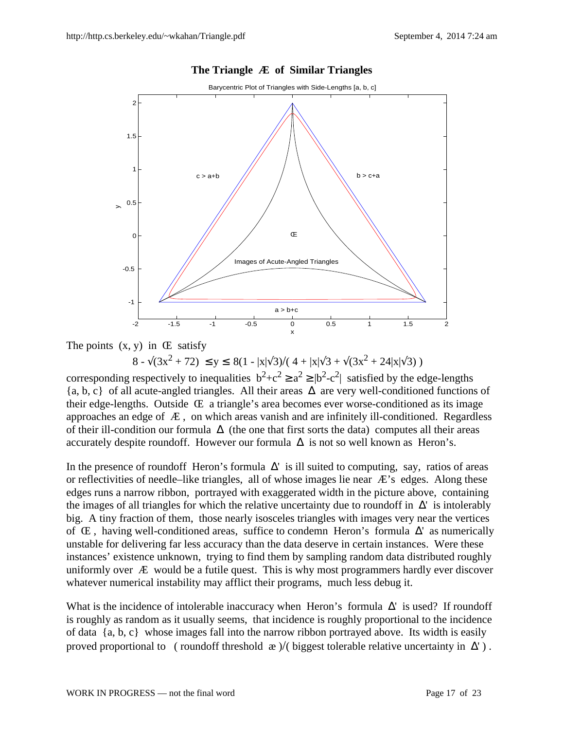## The Triangle Æ of Similar Triangles

The points (x, y) in Œ satisfy

$$8 - \sqrt{3x^2 + 72} \le y \le 8(1 - |x|\sqrt{3})/(4 + |x|\sqrt{3} + \sqrt{3x^2 + 24|x|\sqrt{3}})$$

corresponding respectively to inequalities $b^2+c^2 \ge a^2 \ge |b^2-c^2|$ satisfied by the edge-lengths {a, b, c} of all acute-angled triangles. All their areas Δ are very well-conditioned functions of their edge-lengths. Outside Œ a triangle's area becomes ever worse-conditioned as its image approaches an edge of Æ, on which areas vanish and are infinitely ill-conditioned. Regardless of their ill-condition our formula Δ (the one that first sorts the data) computes all their areas accurately despite roundoff. However our formula Δ is not so well known as Heron's.

In the presence of roundoff Heron's formula Δ' is ill suited to computing, say, ratios of areas or reflectivities of needle–like triangles, all of whose images lie near Æ's edges. Along these edges runs a narrow ribbon, portrayed with exaggerated width in the picture above, containing the images of all triangles for which the relative uncertainty due to roundoff in Δ' is intolerably big. A tiny fraction of them, those nearly isosceles triangles with images very near the vertices of Œ, having well-conditioned areas, suffice to condemn Heron's formula Δ' as numerically unstable for delivering far less accuracy than the data deserve in certain instances. Were these instances' existence unknown, trying to find them by sampling random data distributed roughly uniformly over Æ would be a futile quest. This is why most programmers hardly ever discover whatever numerical instability may afflict their programs, much less debug it.

What is the incidence of intolerable inaccuracy when Heron's formula Δ' is used? If roundoff is roughly as random as it usually seems, that incidence is roughly proportional to the incidence of data {a, b, c} whose images fall into the narrow ribbon portrayed above. Its width is easily proved proportional to ( roundoff threshold æ )/( biggest tolerable relative uncertainty in Δ' ) .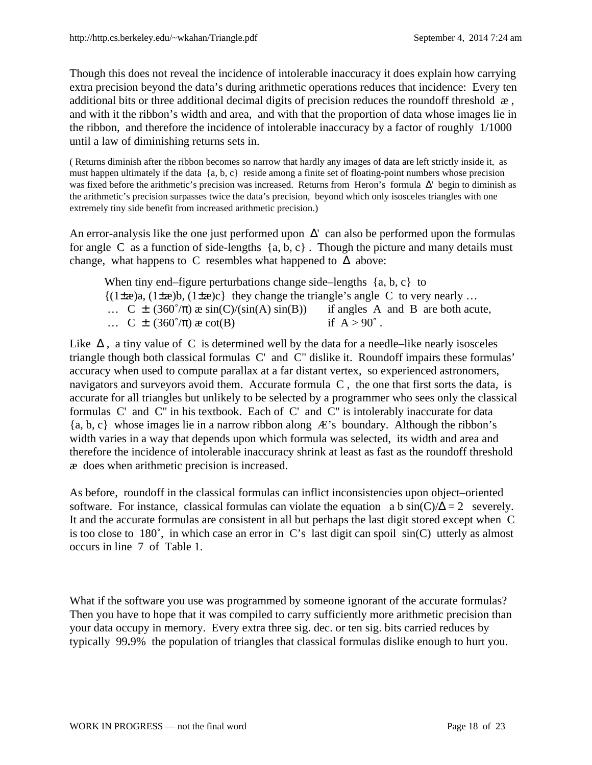Though this does not reveal the incidence of intolerable inaccuracy it does explain how carrying extra precision beyond the data's during arithmetic operations reduces that incidence: Every ten additional bits or three additional decimal digits of precision reduces the roundoff threshold æ, and with it the ribbon's width and area, and with that the proportion of data whose images lie in the ribbon, and therefore the incidence of intolerable inaccuracy by a factor of roughly 1/1000 until a law of diminishing returns sets in.

( Returns diminish after the ribbon becomes so narrow that hardly any images of data are left strictly inside it, as must happen ultimately if the data {a, b, c} reside among a finite set of floating-point numbers whose precision was fixed before the arithmetic's precision was increased. Returns from Heron's formula Δ' begin to diminish as the arithmetic's precision surpasses twice the data's precision, beyond which only isosceles triangles with one extremely tiny side benefit from increased arithmetic precision.)

An error-analysis like the one just performed upon Δ' can also be performed upon the formulas for angle C as a function of side-lengths {a, b, c}. Though the picture and many details must change, what happens to C resembles what happened to Δ above:

> When tiny end–figure perturbations change side–lengths {a, b, c} to
> {(1±æ)a, (1±æ)b, (1±æ)c} they change the triangle's angle C to very nearly …
> … $C \pm (360°/\pi)$ æ $\sin(C)/(\sin(A)\sin(B))$ if angles A and B are both acute,
> … $C \pm (360°/\pi)$ æ $\cot(B)$ if $A > 90°$.

Like Δ, a tiny value of C is determined well by the data for a needle–like nearly isosceles triangle though both classical formulas C' and C" dislike it. Roundoff impairs these formulas' accuracy when used to compute parallax at a far distant vertex, so experienced astronomers, navigators and surveyors avoid them. Accurate formula C, the one that first sorts the data, is accurate for all triangles but unlikely to be selected by a programmer who sees only the classical formulas C' and C" in his textbook. Each of C' and C" is intolerably inaccurate for data {a, b, c} whose images lie in a narrow ribbon along Æ's boundary. Although the ribbon's width varies in a way that depends upon which formula was selected, its width and area and therefore the incidence of intolerable inaccuracy shrink at least as fast as the roundoff threshold æ does when arithmetic precision is increased.

As before, roundoff in the classical formulas can inflict inconsistencies upon object–oriented software. For instance, classical formulas can violate the equation $a\,b\,\sin(C)/\Delta = 2$ severely. It and the accurate formulas are consistent in all but perhaps the last digit stored except when C is too close to 180°, in which case an error in C's last digit can spoil sin(C) utterly as almost occurs in line 7 of Table 1.

What if the software you use was programmed by someone ignorant of the accurate formulas? Then you have to hope that it was compiled to carry sufficiently more arithmetic precision than your data occupy in memory. Every extra three sig. dec. or ten sig. bits carried reduces by typically 99**.**9% the population of triangles that classical formulas dislike enough to hurt you.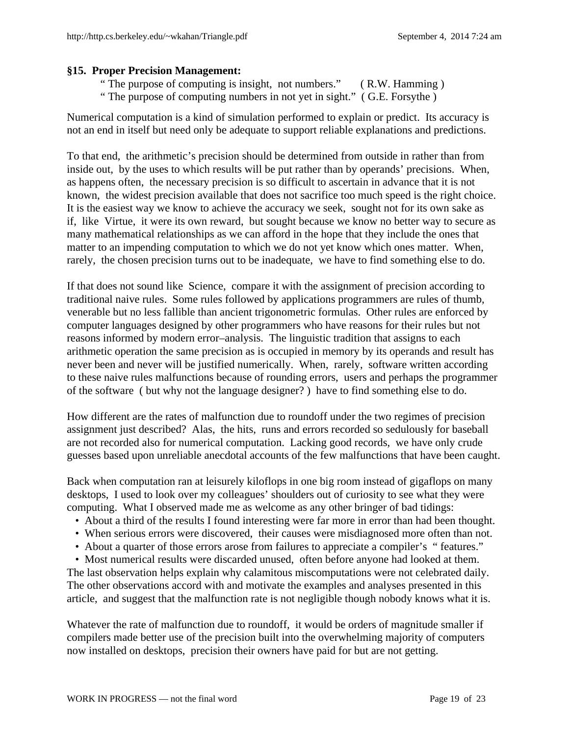### §15. Proper Precision Management:

" The purpose of computing is insight, not numbers." ( R.W. Hamming )
" The purpose of computing numbers in not yet in sight." ( G.E. Forsythe )

Numerical computation is a kind of simulation performed to explain or predict. Its accuracy is not an end in itself but need only be adequate to support reliable explanations and predictions.

To that end, the arithmetic's precision should be determined from outside in rather than from inside out, by the uses to which results will be put rather than by operands' precisions. When, as happens often, the necessary precision is so difficult to ascertain in advance that it is not known, the widest precision available that does not sacrifice too much speed is the right choice. It is the easiest way we know to achieve the accuracy we seek, sought not for its own sake as if, like Virtue, it were its own reward, but sought because we know no better way to secure as many mathematical relationships as we can afford in the hope that they include the ones that matter to an impending computation to which we do not yet know which ones matter. When, rarely, the chosen precision turns out to be inadequate, we have to find something else to do.

If that does not sound like Science, compare it with the assignment of precision according to traditional naive rules. Some rules followed by applications programmers are rules of thumb, venerable but no less fallible than ancient trigonometric formulas. Other rules are enforced by computer languages designed by other programmers who have reasons for their rules but not reasons informed by modern error–analysis. The linguistic tradition that assigns to each arithmetic operation the same precision as is occupied in memory by its operands and result has never been and never will be justified numerically. When, rarely, software written according to these naive rules malfunctions because of rounding errors, users and perhaps the programmer of the software ( but why not the language designer? ) have to find something else to do.

How different are the rates of malfunction due to roundoff under the two regimes of precision assignment just described? Alas, the hits, runs and errors recorded so sedulously for baseball are not recorded also for numerical computation. Lacking good records, we have only crude guesses based upon unreliable anecdotal accounts of the few malfunctions that have been caught.

Back when computation ran at leisurely kiloflops in one big room instead of gigaflops on many desktops, I used to look over my colleagues' shoulders out of curiosity to see what they were computing. What I observed made me as welcome as any other bringer of bad tidings:

- About a third of the results I found interesting were far more in error than had been thought.
- When serious errors were discovered, their causes were misdiagnosed more often than not.
- About a quarter of those errors arose from failures to appreciate a compiler's " features."
- Most numerical results were discarded unused, often before anyone had looked at them.

The last observation helps explain why calamitous miscomputations were not celebrated daily. The other observations accord with and motivate the examples and analyses presented in this article, and suggest that the malfunction rate is not negligible though nobody knows what it is.

Whatever the rate of malfunction due to roundoff, it would be orders of magnitude smaller if compilers made better use of the precision built into the overwhelming majority of computers now installed on desktops, precision their owners have paid for but are not getting.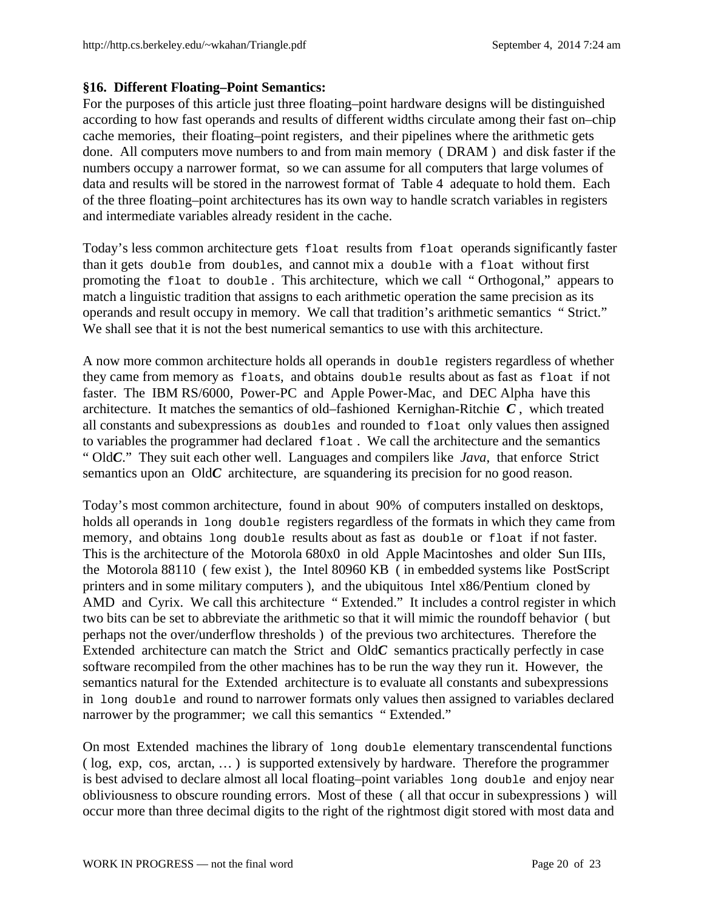### §16. Different Floating–Point Semantics:

For the purposes of this article just three floating–point hardware designs will be distinguished according to how fast operands and results of different widths circulate among their fast on–chip cache memories, their floating–point registers, and their pipelines where the arithmetic gets done. All computers move numbers to and from main memory ( DRAM ) and disk faster if the numbers occupy a narrower format, so we can assume for all computers that large volumes of data and results will be stored in the narrowest format of Table 4 adequate to hold them. Each of the three floating–point architectures has its own way to handle scratch variables in registers and intermediate variables already resident in the cache.

Today's less common architecture gets `float` results from `float` operands significantly faster than it gets `double` from `doubles`, and cannot mix a `double` with a `float` without first promoting the `float` to `double` . This architecture, which we call " Orthogonal," appears to match a linguistic tradition that assigns to each arithmetic operation the same precision as its operands and result occupy in memory. We call that tradition's arithmetic semantics " Strict." We shall see that it is not the best numerical semantics to use with this architecture.

A now more common architecture holds all operands in `double` registers regardless of whether they came from memory as `floats`, and obtains `double` results about as fast as `float` if not faster. The IBM RS/6000, Power-PC and Apple Power-Mac, and DEC Alpha have this architecture. It matches the semantics of old–fashioned Kernighan-Ritchie ***C*** , which treated all constants and subexpressions as `doubles` and rounded to `float` only values then assigned to variables the programmer had declared `float` . We call the architecture and the semantics " Old***C***." They suit each other well. Languages and compilers like *Java*, that enforce Strict semantics upon an Old***C*** architecture, are squandering its precision for no good reason.

Today's most common architecture, found in about 90% of computers installed on desktops, holds all operands in `long double` registers regardless of the formats in which they came from memory, and obtains `long double` results about as fast as `double` or `float` if not faster. This is the architecture of the Motorola 680x0 in old Apple Macintoshes and older Sun IIIs, the Motorola 88110 ( few exist ), the Intel 80960 KB ( in embedded systems like PostScript printers and in some military computers ), and the ubiquitous Intel x86/Pentium cloned by AMD and Cyrix. We call this architecture " Extended." It includes a control register in which two bits can be set to abbreviate the arithmetic so that it will mimic the roundoff behavior ( but perhaps not the over/underflow thresholds ) of the previous two architectures. Therefore the Extended architecture can match the Strict and Old***C*** semantics practically perfectly in case software recompiled from the other machines has to be run the way they run it. However, the semantics natural for the Extended architecture is to evaluate all constants and subexpressions in `long double` and round to narrower formats only values then assigned to variables declared narrower by the programmer; we call this semantics " Extended."

On most Extended machines the library of `long double` elementary transcendental functions ( log, exp, cos, arctan, … ) is supported extensively by hardware. Therefore the programmer is best advised to declare almost all local floating–point variables `long double` and enjoy near obliviousness to obscure rounding errors. Most of these ( all that occur in subexpressions ) will occur more than three decimal digits to the right of the rightmost digit stored with most data and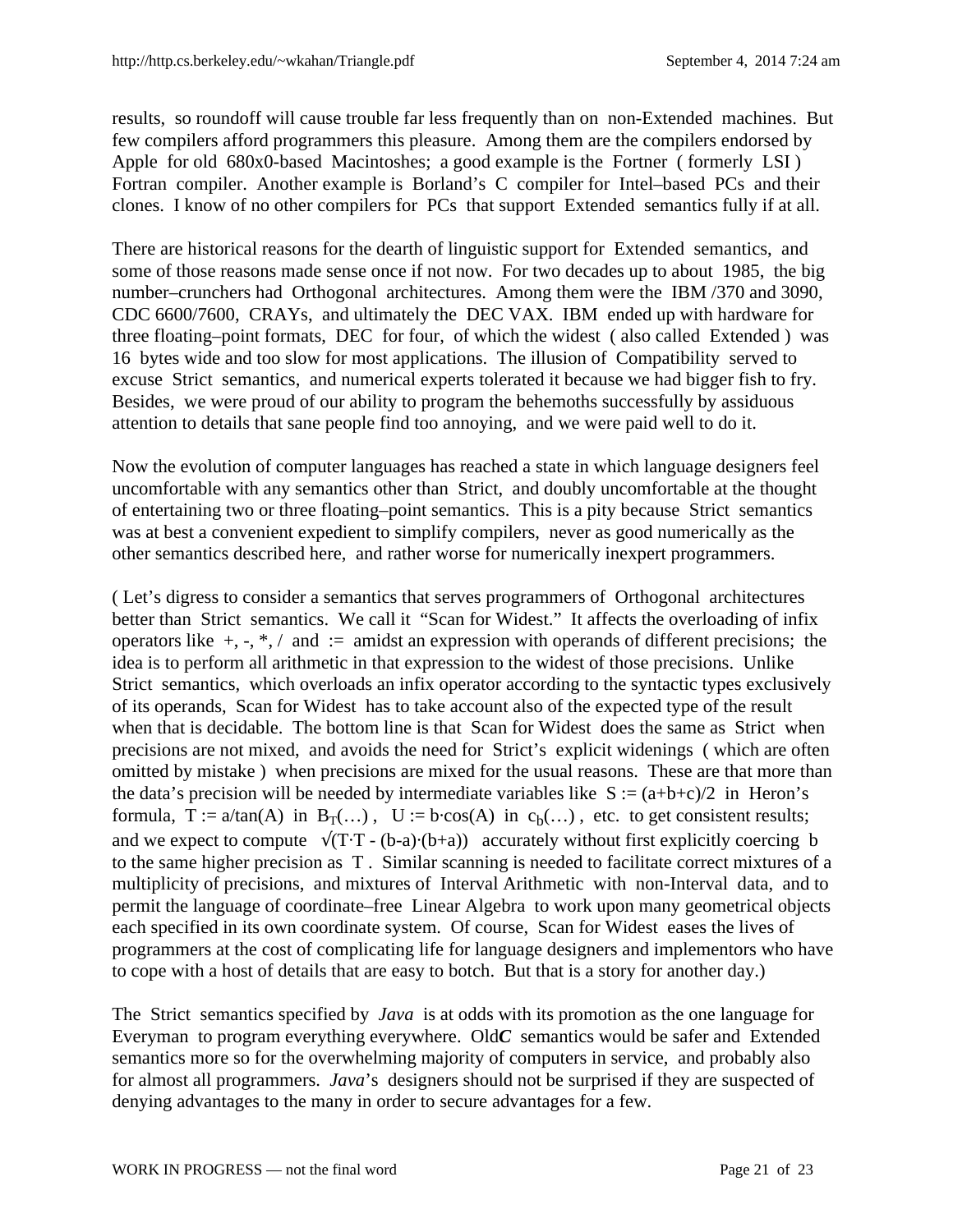results, so roundoff will cause trouble far less frequently than on non-Extended machines. But few compilers afford programmers this pleasure. Among them are the compilers endorsed by Apple for old 680x0-based Macintoshes; a good example is the Fortner ( formerly LSI ) Fortran compiler. Another example is Borland's C compiler for Intel–based PCs and their clones. I know of no other compilers for PCs that support Extended semantics fully if at all.

There are historical reasons for the dearth of linguistic support for Extended semantics, and some of those reasons made sense once if not now. For two decades up to about 1985, the big number–crunchers had Orthogonal architectures. Among them were the IBM /370 and 3090, CDC 6600/7600, CRAYs, and ultimately the DEC VAX. IBM ended up with hardware for three floating–point formats, DEC for four, of which the widest ( also called Extended ) was 16 bytes wide and too slow for most applications. The illusion of Compatibility served to excuse Strict semantics, and numerical experts tolerated it because we had bigger fish to fry. Besides, we were proud of our ability to program the behemoths successfully by assiduous attention to details that sane people find too annoying, and we were paid well to do it.

Now the evolution of computer languages has reached a state in which language designers feel uncomfortable with any semantics other than Strict, and doubly uncomfortable at the thought of entertaining two or three floating–point semantics. This is a pity because Strict semantics was at best a convenient expedient to simplify compilers, never as good numerically as the other semantics described here, and rather worse for numerically inexpert programmers.

( Let's digress to consider a semantics that serves programmers of Orthogonal architectures better than Strict semantics. We call it "Scan for Widest." It affects the overloading of infix operators like +, -, *, / and := amidst an expression with operands of different precisions; the idea is to perform all arithmetic in that expression to the widest of those precisions. Unlike Strict semantics, which overloads an infix operator according to the syntactic types exclusively of its operands, Scan for Widest has to take account also of the expected type of the result when that is decidable. The bottom line is that Scan for Widest does the same as Strict when precisions are not mixed, and avoids the need for Strict's explicit widenings ( which are often omitted by mistake ) when precisions are mixed for the usual reasons. These are that more than the data's precision will be needed by intermediate variables like $S := (a+b+c)/2$ in Heron's formula, $T := a/\tan(A)$ in $B_T(\dots)$, $U := b{\cdot}\cos(A)$ in $c_b(\dots)$, etc. to get consistent results; and we expect to compute $\sqrt{(T{\cdot}T - (b-a){\cdot}(b+a))}$ accurately without first explicitly coercing b to the same higher precision as T . Similar scanning is needed to facilitate correct mixtures of a multiplicity of precisions, and mixtures of Interval Arithmetic with non-Interval data, and to permit the language of coordinate–free Linear Algebra to work upon many geometrical objects each specified in its own coordinate system. Of course, Scan for Widest eases the lives of programmers at the cost of complicating life for language designers and implementors who have to cope with a host of details that are easy to botch. But that is a story for another day.)

The Strict semantics specified by *Java* is at odds with its promotion as the one language for Everyman to program everything everywhere. Old***C*** semantics would be safer and Extended semantics more so for the overwhelming majority of computers in service, and probably also for almost all programmers. *Java*'s designers should not be surprised if they are suspected of denying advantages to the many in order to secure advantages for a few.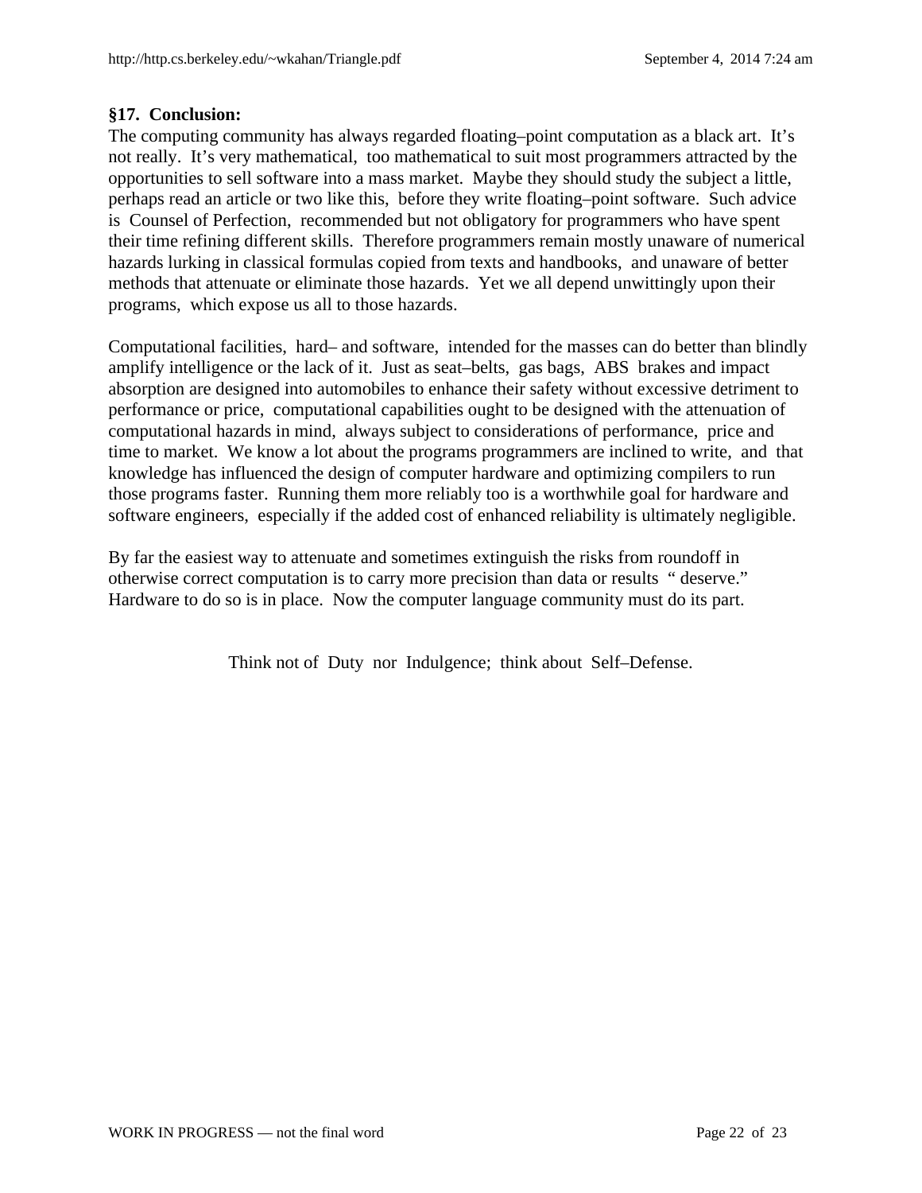**§17. Conclusion:**

The computing community has always regarded floating–point computation as a black art. It's not really. It's very mathematical, too mathematical to suit most programmers attracted by the opportunities to sell software into a mass market. Maybe they should study the subject a little, perhaps read an article or two like this, before they write floating–point software. Such advice is Counsel of Perfection, recommended but not obligatory for programmers who have spent their time refining different skills. Therefore programmers remain mostly unaware of numerical hazards lurking in classical formulas copied from texts and handbooks, and unaware of better methods that attenuate or eliminate those hazards. Yet we all depend unwittingly upon their programs, which expose us all to those hazards.

Computational facilities, hard– and software, intended for the masses can do better than blindly amplify intelligence or the lack of it. Just as seat–belts, gas bags, ABS brakes and impact absorption are designed into automobiles to enhance their safety without excessive detriment to performance or price, computational capabilities ought to be designed with the attenuation of computational hazards in mind, always subject to considerations of performance, price and time to market. We know a lot about the programs programmers are inclined to write, and that knowledge has influenced the design of computer hardware and optimizing compilers to run those programs faster. Running them more reliably too is a worthwhile goal for hardware and software engineers, especially if the added cost of enhanced reliability is ultimately negligible.

By far the easiest way to attenuate and sometimes extinguish the risks from roundoff in otherwise correct computation is to carry more precision than data or results " deserve." Hardware to do so is in place. Now the computer language community must do its part.

Think not of Duty nor Indulgence; think about Self–Defense.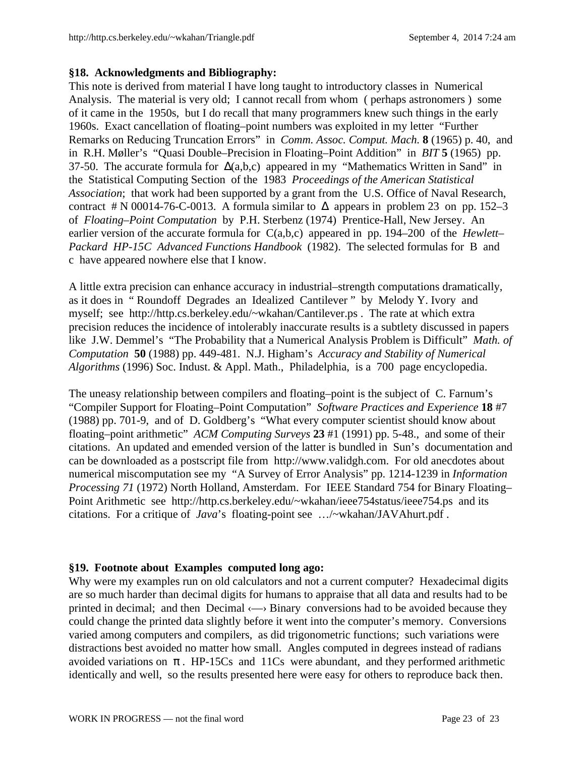## §18. Acknowledgments and Bibliography:

This note is derived from material I have long taught to introductory classes in Numerical Analysis. The material is very old; I cannot recall from whom ( perhaps astronomers ) some of it came in the 1950s, but I do recall that many programmers knew such things in the early 1960s. Exact cancellation of floating–point numbers was exploited in my letter "Further Remarks on Reducing Truncation Errors" in *Comm. Assoc. Comput. Mach.* **8** (1965) p. 40, and in R.H. Møller's "Quasi Double–Precision in Floating–Point Addition" in *BIT* **5** (1965) pp. 37-50. The accurate formula for $\Delta(a,b,c)$ appeared in my "Mathematics Written in Sand" in the Statistical Computing Section of the 1983 *Proceedings of the American Statistical Association*; that work had been supported by a grant from the U.S. Office of Naval Research, contract # N 00014-76-C-0013. A formula similar to $\Delta$ appears in problem 23 on pp. 152–3 of *Floating–Point Computation* by P.H. Sterbenz (1974) Prentice-Hall, New Jersey. An earlier version of the accurate formula for C(a,b,c) appeared in pp. 194–200 of the *Hewlett–Packard HP-15C Advanced Functions Handbook* (1982). The selected formulas for B and c have appeared nowhere else that I know.

A little extra precision can enhance accuracy in industrial–strength computations dramatically, as it does in " Roundoff Degrades an Idealized Cantilever " by Melody Y. Ivory and myself; see http://http.cs.berkeley.edu/~wkahan/Cantilever.ps . The rate at which extra precision reduces the incidence of intolerably inaccurate results is a subtlety discussed in papers like J.W. Demmel's "The Probability that a Numerical Analysis Problem is Difficult" *Math. of Computation* **50** (1988) pp. 449-481. N.J. Higham's *Accuracy and Stability of Numerical Algorithms* (1996) Soc. Indust. & Appl. Math., Philadelphia, is a 700 page encyclopedia.

The uneasy relationship between compilers and floating–point is the subject of C. Farnum's "Compiler Support for Floating–Point Computation" *Software Practices and Experience* **18** #7 (1988) pp. 701-9, and of D. Goldberg's "What every computer scientist should know about floating–point arithmetic" *ACM Computing Surveys* **23** #1 (1991) pp. 5-48., and some of their citations. An updated and emended version of the latter is bundled in Sun's documentation and can be downloaded as a postscript file from http://www.validgh.com. For old anecdotes about numerical miscomputation see my "A Survey of Error Analysis" pp. 1214-1239 in *Information Processing 71* (1972) North Holland, Amsterdam. For IEEE Standard 754 for Binary Floating–Point Arithmetic see http://http.cs.berkeley.edu/~wkahan/ieee754status/ieee754.ps and its citations. For a critique of *Java*'s floating-point see …/~wkahan/JAVAhurt.pdf .

## §19. Footnote about Examples computed long ago:

Why were my examples run on old calculators and not a current computer? Hexadecimal digits are so much harder than decimal digits for humans to appraise that all data and results had to be printed in decimal; and then Decimal ‹—› Binary conversions had to be avoided because they could change the printed data slightly before it went into the computer's memory. Conversions varied among computers and compilers, as did trigonometric functions; such variations were distractions best avoided no matter how small. Angles computed in degrees instead of radians avoided variations on $\pi$ . HP-15Cs and 11Cs were abundant, and they performed arithmetic identically and well, so the results presented here were easy for others to reproduce back then.